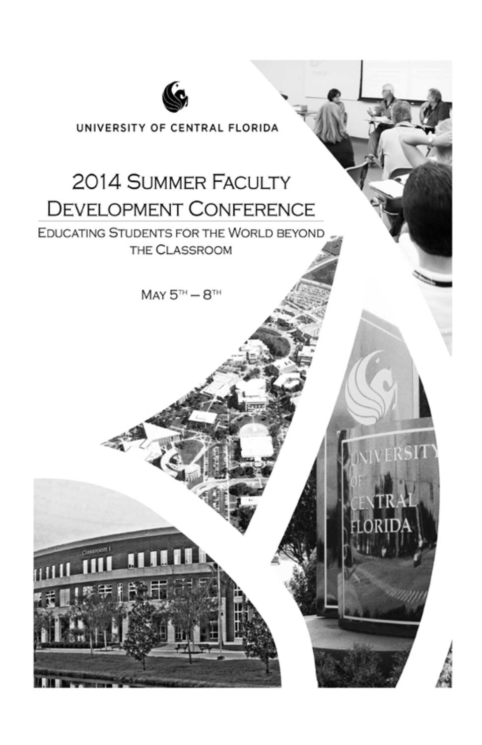UNIVERSITY OF CENTRAL FLORIDA

# 2014 Summer Faculty Development Conference

## Educating Students for the World beyond the Classroom

May 5th – 8th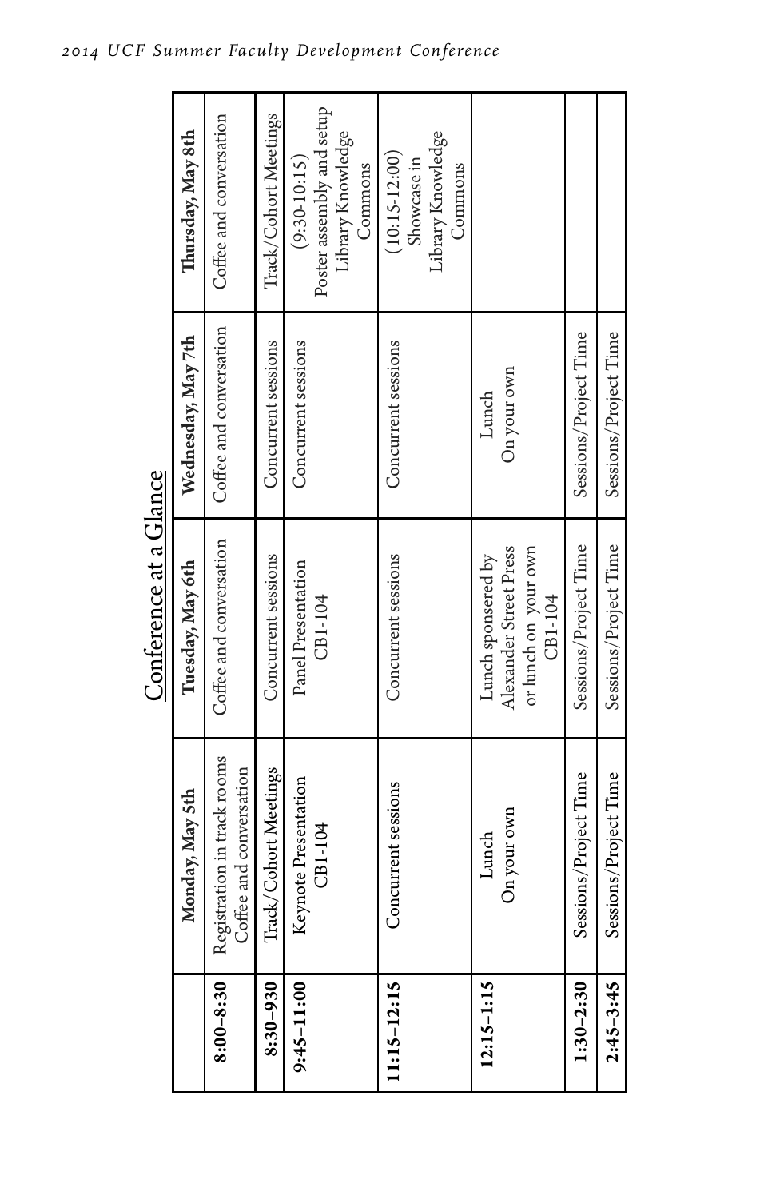# Conference at a Glance

| | Monday, May 5th | Tuesday, May 6th | Wednesday, May 7th | Thursday, May 8th |
|---|---|---|---|---|
| **8:00–8:30** | Registration in track rooms Coffee and conversation | Coffee and conversation | Coffee and conversation | Coffee and conversation |
| **8:30–930** | Track/Cohort Meetings | Concurrent sessions | Concurrent sessions | Track/Cohort Meetings |
| **9:45–11:00** | Keynote Presentation CB1-104 | Panel Presentation CB1-104 | Concurrent sessions | (9:30-10:15) Poster assembly and setup Library Knowledge Commons |
| **11:15–12:15** | Concurrent sessions | Concurrent sessions | Concurrent sessions | (10:15-12:00) Showcase in Library Knowledge Commons |
| **12:15–1:15** | Lunch On your own | Lunch sponsored by Alexander Street Press or lunch on your own CB1-104 | Lunch On your own | |
| **1:30–2:30** | Sessions/Project Time | Sessions/Project Time | Sessions/Project Time | |
| **2:45–3:45** | Sessions/Project Time | Sessions/Project Time | Sessions/Project Time | |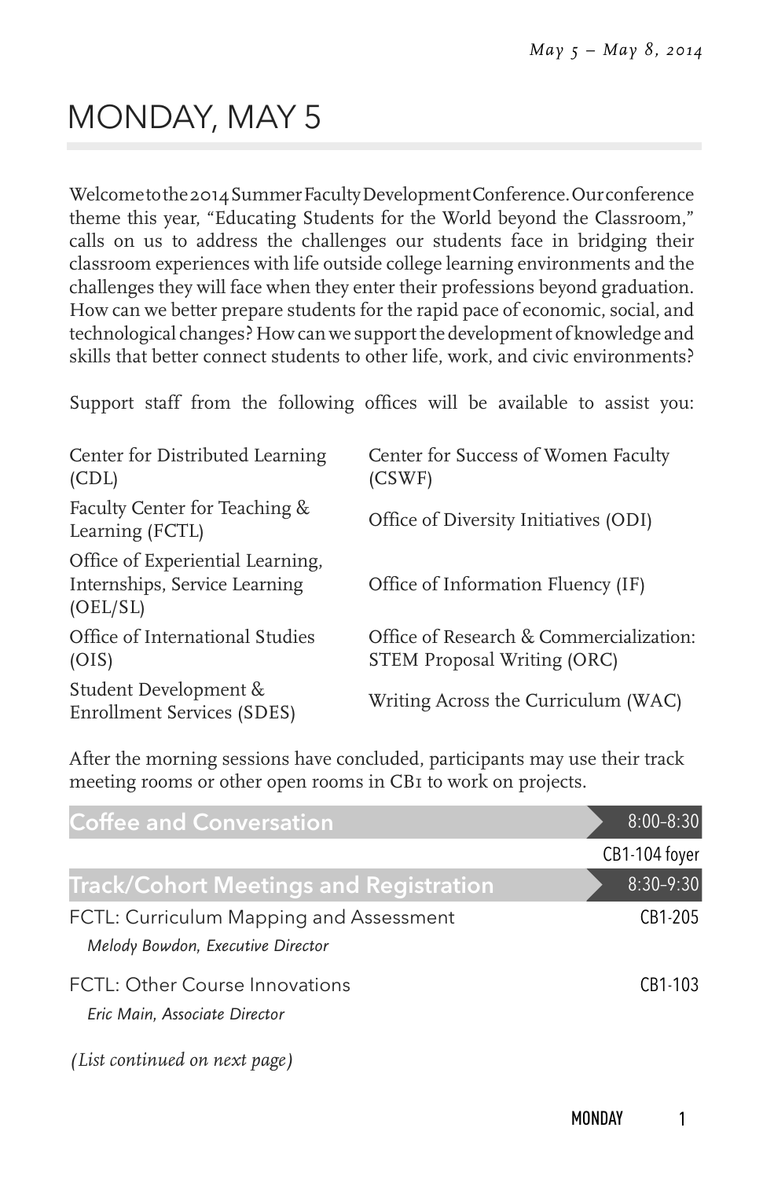# MONDAY, MAY 5

Welcome to the 2014 Summer Faculty Development Conference. Our conference theme this year, "Educating Students for the World beyond the Classroom," calls on us to address the challenges our students face in bridging their classroom experiences with life outside college learning environments and the challenges they will face when they enter their professions beyond graduation. How can we better prepare students for the rapid pace of economic, social, and technological changes? How can we support the development of knowledge and skills that better connect students to other life, work, and civic environments?

Support staff from the following offices will be available to assist you:

| | |
|---|---|
| Center for Distributed Learning (CDL) | Center for Success of Women Faculty (CSWF) |
| Faculty Center for Teaching & Learning (FCTL) | Office of Diversity Initiatives (ODI) |
| Office of Experiential Learning, Internships, Service Learning (OEL/SL) | Office of Information Fluency (IF) |
| Office of International Studies (OIS) | Office of Research & Commercialization: STEM Proposal Writing (ORC) |
| Student Development & Enrollment Services (SDES) | Writing Across the Curriculum (WAC) |

After the morning sessions have concluded, participants may use their track meeting rooms or other open rooms in CB1 to work on projects.

## Coffee and Conversation — 8:00–8:30

CB1-104 foyer

## Track/Cohort Meetings and Registration — 8:30–9:30

FCTL: Curriculum Mapping and Assessment — CB1-205
*Melody Bowdon, Executive Director*

FCTL: Other Course Innovations — CB1-103
*Eric Main, Associate Director*

*(List continued on next page)*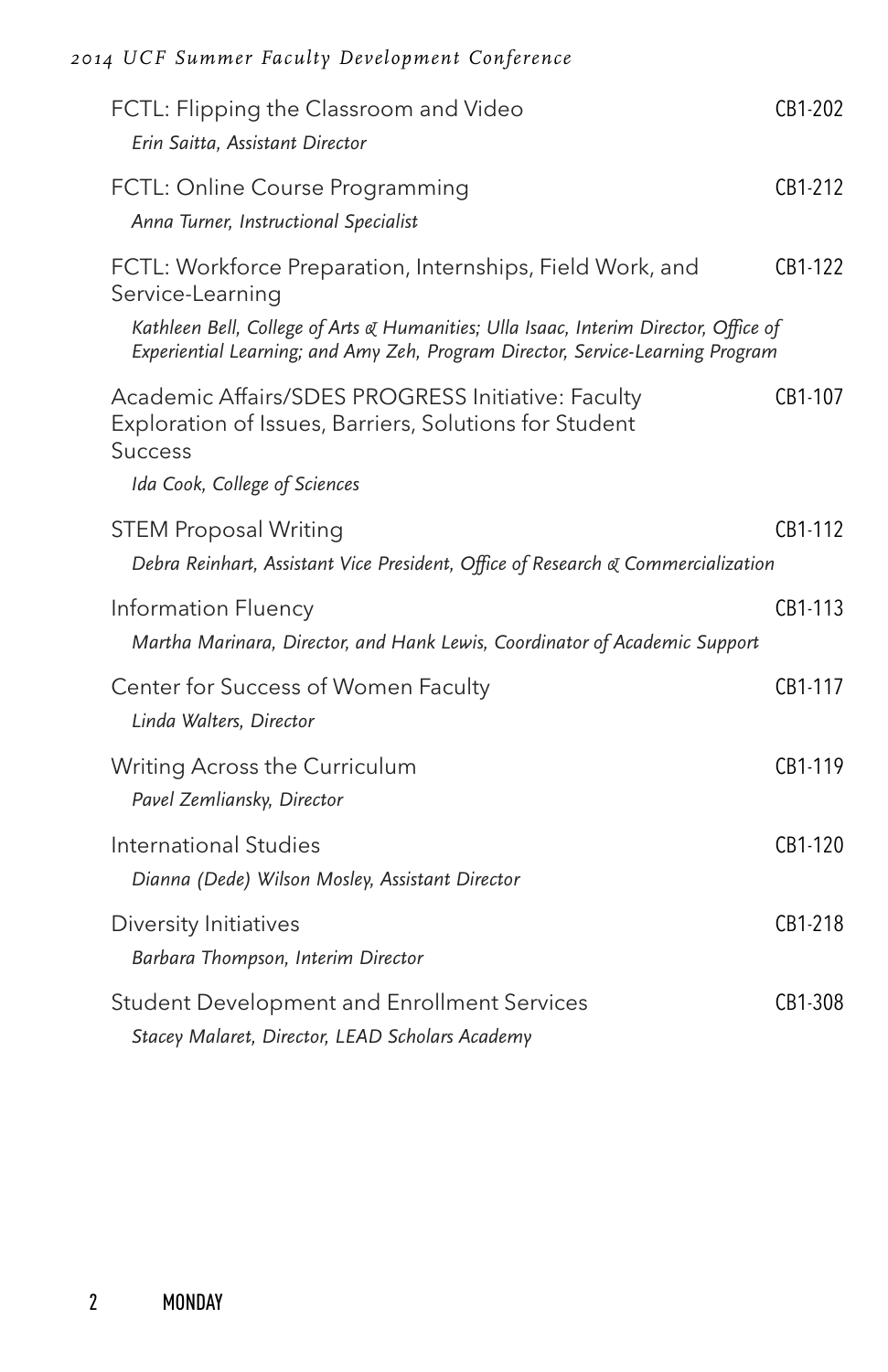FCTL: Flipping the Classroom and Video — CB1-202
*Erin Saitta, Assistant Director*

FCTL: Online Course Programming — CB1-212
*Anna Turner, Instructional Specialist*

FCTL: Workforce Preparation, Internships, Field Work, and Service-Learning — CB1-122
*Kathleen Bell, College of Arts & Humanities; Ulla Isaac, Interim Director, Office of Experiential Learning; and Amy Zeh, Program Director, Service-Learning Program*

Academic Affairs/SDES PROGRESS Initiative: Faculty Exploration of Issues, Barriers, Solutions for Student Success — CB1-107
*Ida Cook, College of Sciences*

STEM Proposal Writing — CB1-112
*Debra Reinhart, Assistant Vice President, Office of Research & Commercialization*

Information Fluency — CB1-113
*Martha Marinara, Director, and Hank Lewis, Coordinator of Academic Support*

Center for Success of Women Faculty — CB1-117
*Linda Walters, Director*

Writing Across the Curriculum — CB1-119
*Pavel Zemliansky, Director*

International Studies — CB1-120
*Dianna (Dede) Wilson Mosley, Assistant Director*

Diversity Initiatives — CB1-218
*Barbara Thompson, Interim Director*

Student Development and Enrollment Services — CB1-308
*Stacey Malaret, Director, LEAD Scholars Academy*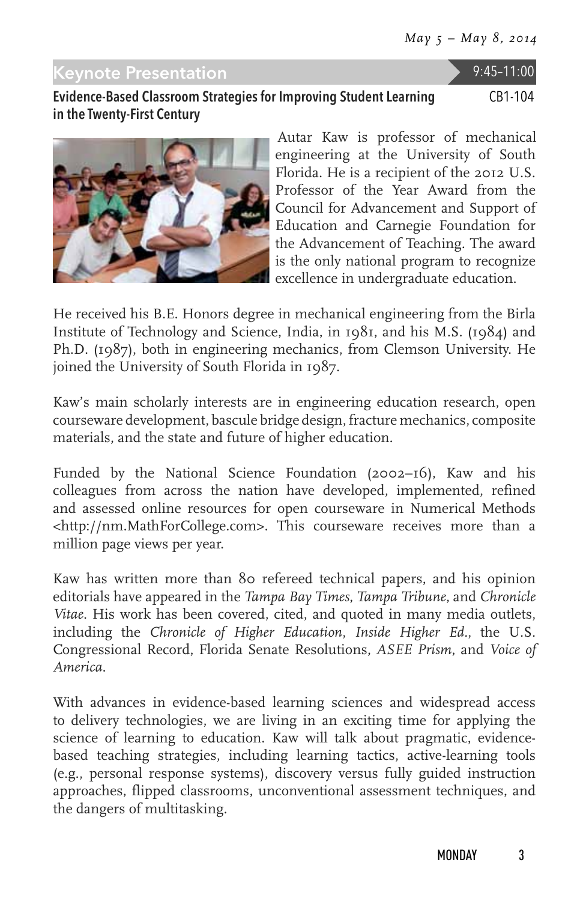## Keynote Presentation

9:45–11:00

### Evidence-Based Classroom Strategies for Improving Student Learning in the Twenty-First Century

CB1-104

Autar Kaw is professor of mechanical engineering at the University of South Florida. He is a recipient of the 2012 U.S. Professor of the Year Award from the Council for Advancement and Support of Education and Carnegie Foundation for the Advancement of Teaching. The award is the only national program to recognize excellence in undergraduate education.

He received his B.E. Honors degree in mechanical engineering from the Birla Institute of Technology and Science, India, in 1981, and his M.S. (1984) and Ph.D. (1987), both in engineering mechanics, from Clemson University. He joined the University of South Florida in 1987.

Kaw's main scholarly interests are in engineering education research, open courseware development, bascule bridge design, fracture mechanics, composite materials, and the state and future of higher education.

Funded by the National Science Foundation (2002–16), Kaw and his colleagues from across the nation have developed, implemented, refined and assessed online resources for open courseware in Numerical Methods <http://nm.MathForCollege.com>. This courseware receives more than a million page views per year.

Kaw has written more than 80 refereed technical papers, and his opinion editorials have appeared in the *Tampa Bay Times*, *Tampa Tribune*, and *Chronicle Vitae*. His work has been covered, cited, and quoted in many media outlets, including the *Chronicle of Higher Education*, *Inside Higher Ed.*, the U.S. Congressional Record, Florida Senate Resolutions, *ASEE Prism*, and *Voice of America*.

With advances in evidence-based learning sciences and widespread access to delivery technologies, we are living in an exciting time for applying the science of learning to education. Kaw will talk about pragmatic, evidence-based teaching strategies, including learning tactics, active-learning tools (e.g., personal response systems), discovery versus fully guided instruction approaches, flipped classrooms, unconventional assessment techniques, and the dangers of multitasking.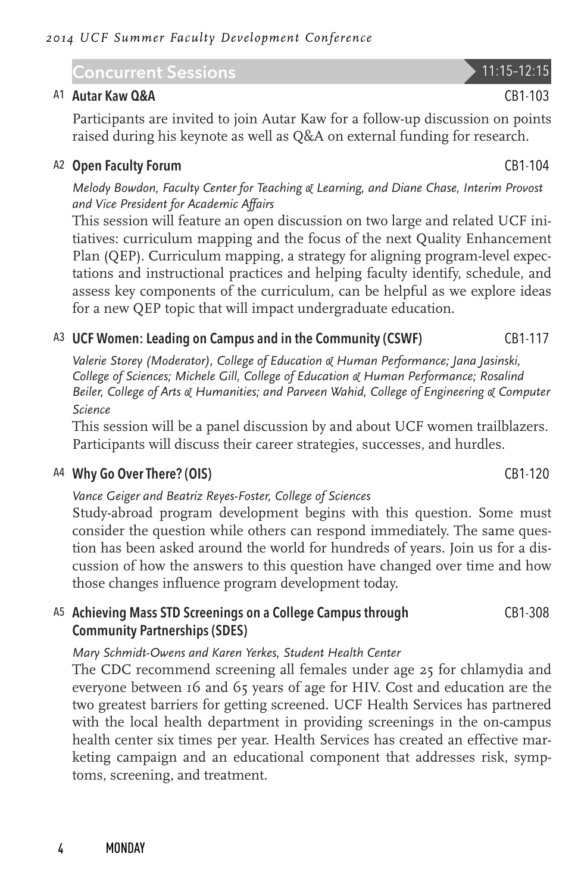## Concurrent Sessions — 11:15–12:15

### A1 Autar Kaw Q&A — CB1-103

Participants are invited to join Autar Kaw for a follow-up discussion on points raised during his keynote as well as Q&A on external funding for research.

### A2 Open Faculty Forum — CB1-104

*Melody Bowdon, Faculty Center for Teaching & Learning, and Diane Chase, Interim Provost and Vice President for Academic Affairs*

This session will feature an open discussion on two large and related UCF initiatives: curriculum mapping and the focus of the next Quality Enhancement Plan (QEP). Curriculum mapping, a strategy for aligning program-level expectations and instructional practices and helping faculty identify, schedule, and assess key components of the curriculum, can be helpful as we explore ideas for a new QEP topic that will impact undergraduate education.

### A3 UCF Women: Leading on Campus and in the Community (CSWF) — CB1-117

*Valerie Storey (Moderator), College of Education & Human Performance; Jana Jasinski, College of Sciences; Michele Gill, College of Education & Human Performance; Rosalind Beiler, College of Arts & Humanities; and Parveen Wahid, College of Engineering & Computer Science*

This session will be a panel discussion by and about UCF women trailblazers. Participants will discuss their career strategies, successes, and hurdles.

### A4 Why Go Over There? (OIS) — CB1-120

*Vance Geiger and Beatriz Reyes-Foster, College of Sciences*

Study-abroad program development begins with this question. Some must consider the question while others can respond immediately. The same question has been asked around the world for hundreds of years. Join us for a discussion of how the answers to this question have changed over time and how those changes influence program development today.

### A5 Achieving Mass STD Screenings on a College Campus through Community Partnerships (SDES) — CB1-308

*Mary Schmidt-Owens and Karen Yerkes, Student Health Center*

The CDC recommend screening all females under age 25 for chlamydia and everyone between 16 and 65 years of age for HIV. Cost and education are the two greatest barriers for getting screened. UCF Health Services has partnered with the local health department in providing screenings in the on-campus health center six times per year. Health Services has created an effective marketing campaign and an educational component that addresses risk, symptoms, screening, and treatment.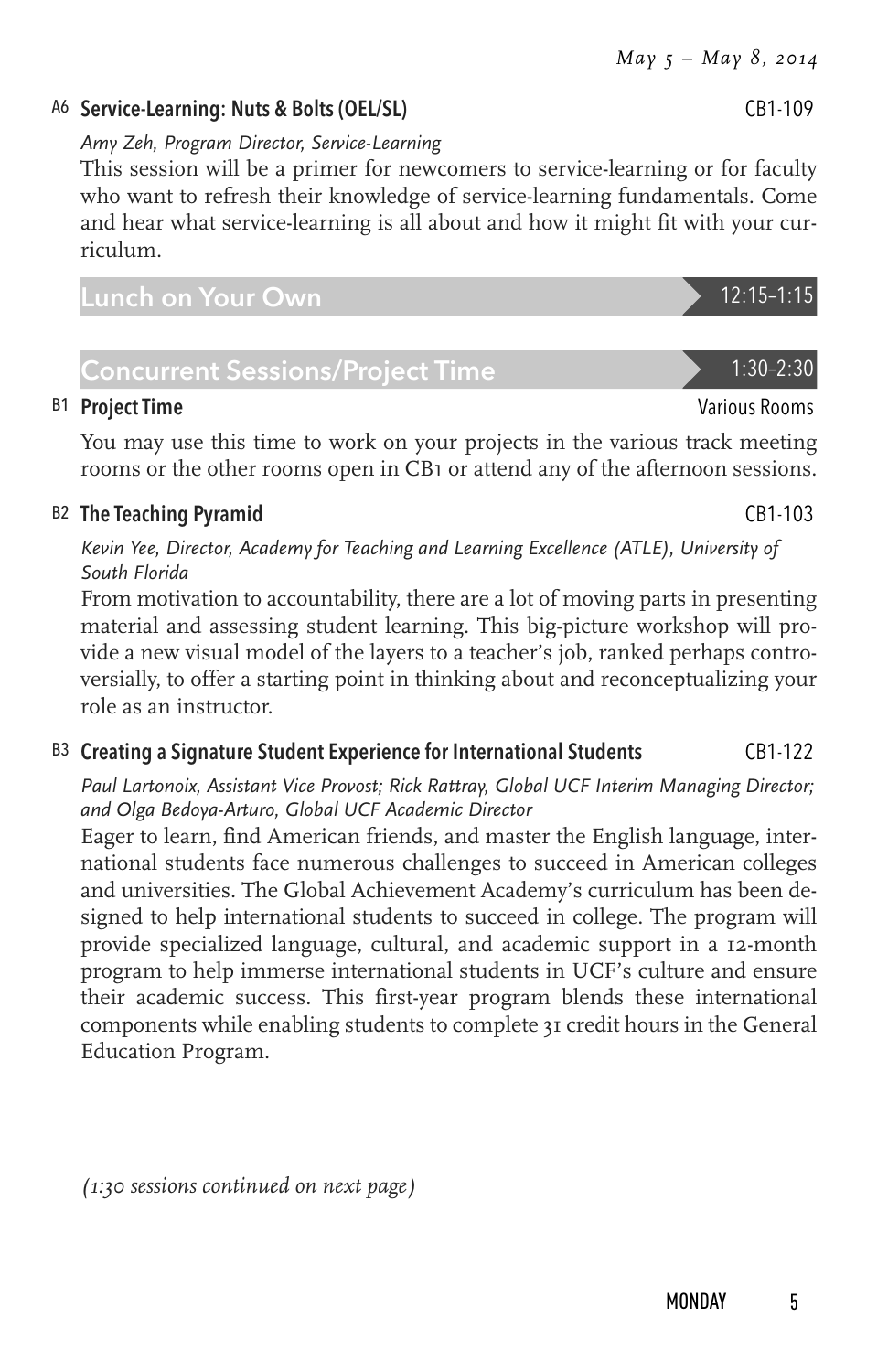### A6 Service-Learning: Nuts & Bolts (OEL/SL) — CB1-109

*Amy Zeh, Program Director, Service-Learning*

This session will be a primer for newcomers to service-learning or for faculty who want to refresh their knowledge of service-learning fundamentals. Come and hear what service-learning is all about and how it might fit with your curriculum.

## Lunch on Your Own — 12:15–1:15

## Concurrent Sessions/Project Time — 1:30–2:30

### B1 Project Time — Various Rooms

You may use this time to work on your projects in the various track meeting rooms or the other rooms open in CB1 or attend any of the afternoon sessions.

### B2 The Teaching Pyramid — CB1-103

*Kevin Yee, Director, Academy for Teaching and Learning Excellence (ATLE), University of South Florida*

From motivation to accountability, there are a lot of moving parts in presenting material and assessing student learning. This big-picture workshop will provide a new visual model of the layers to a teacher's job, ranked perhaps controversially, to offer a starting point in thinking about and reconceptualizing your role as an instructor.

### B3 Creating a Signature Student Experience for International Students — CB1-122

*Paul Lartonoix, Assistant Vice Provost; Rick Rattray, Global UCF Interim Managing Director; and Olga Bedoya-Arturo, Global UCF Academic Director*

Eager to learn, find American friends, and master the English language, international students face numerous challenges to succeed in American colleges and universities. The Global Achievement Academy's curriculum has been designed to help international students to succeed in college. The program will provide specialized language, cultural, and academic support in a 12-month program to help immerse international students in UCF's culture and ensure their academic success. This first-year program blends these international components while enabling students to complete 31 credit hours in the General Education Program.

*(1:30 sessions continued on next page)*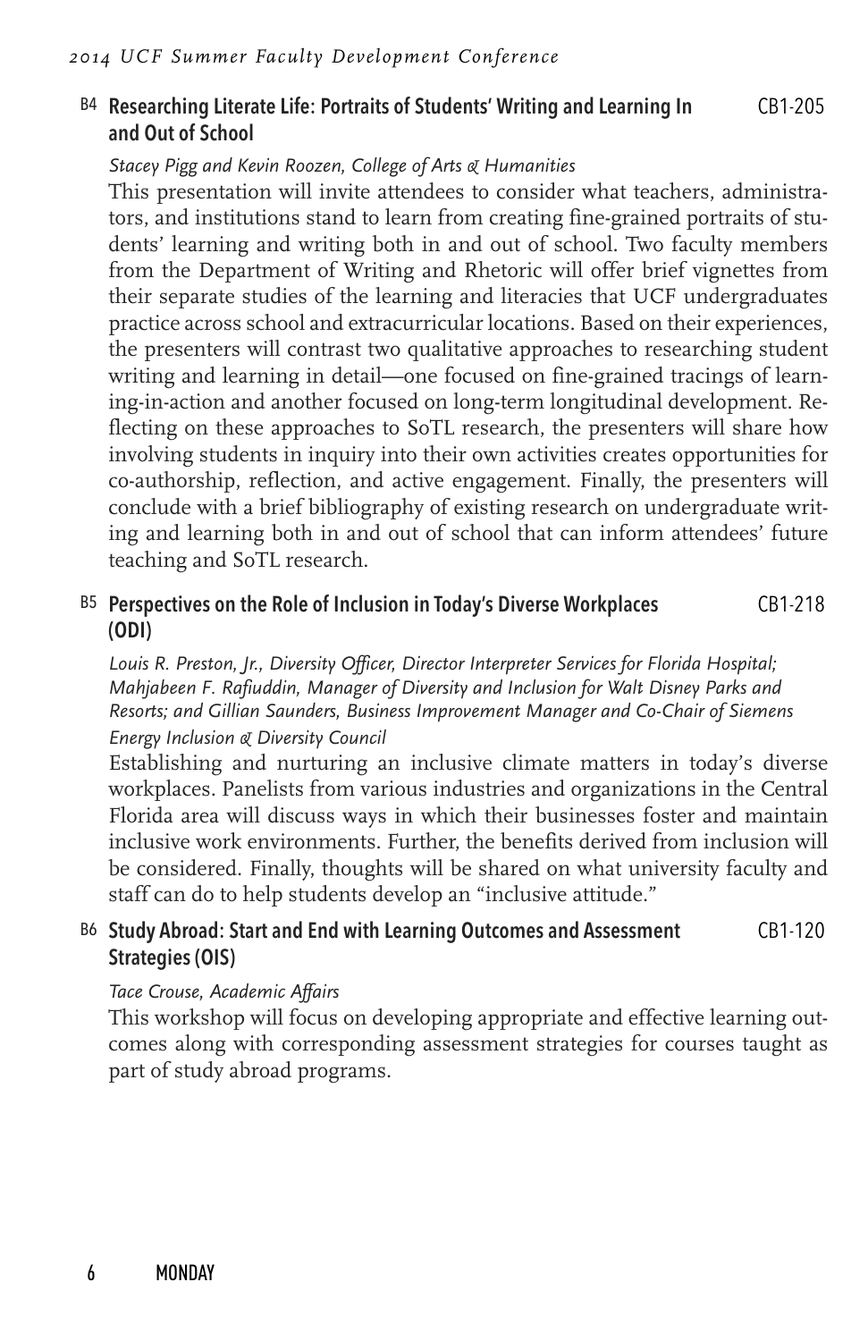### B4 Researching Literate Life: Portraits of Students' Writing and Learning In and Out of School — CB1-205

*Stacey Pigg and Kevin Roozen, College of Arts & Humanities*

This presentation will invite attendees to consider what teachers, administrators, and institutions stand to learn from creating fine-grained portraits of students' learning and writing both in and out of school. Two faculty members from the Department of Writing and Rhetoric will offer brief vignettes from their separate studies of the learning and literacies that UCF undergraduates practice across school and extracurricular locations. Based on their experiences, the presenters will contrast two qualitative approaches to researching student writing and learning in detail—one focused on fine-grained tracings of learning-in-action and another focused on long-term longitudinal development. Reflecting on these approaches to SoTL research, the presenters will share how involving students in inquiry into their own activities creates opportunities for co-authorship, reflection, and active engagement. Finally, the presenters will conclude with a brief bibliography of existing research on undergraduate writing and learning both in and out of school that can inform attendees' future teaching and SoTL research.

### B5 Perspectives on the Role of Inclusion in Today's Diverse Workplaces (ODI) — CB1-218

*Louis R. Preston, Jr., Diversity Officer, Director Interpreter Services for Florida Hospital; Mahjabeen F. Rafiuddin, Manager of Diversity and Inclusion for Walt Disney Parks and Resorts; and Gillian Saunders, Business Improvement Manager and Co-Chair of Siemens Energy Inclusion & Diversity Council*

Establishing and nurturing an inclusive climate matters in today's diverse workplaces. Panelists from various industries and organizations in the Central Florida area will discuss ways in which their businesses foster and maintain inclusive work environments. Further, the benefits derived from inclusion will be considered. Finally, thoughts will be shared on what university faculty and staff can do to help students develop an "inclusive attitude."

### B6 Study Abroad: Start and End with Learning Outcomes and Assessment Strategies (OIS) — CB1-120

*Tace Crouse, Academic Affairs*

This workshop will focus on developing appropriate and effective learning outcomes along with corresponding assessment strategies for courses taught as part of study abroad programs.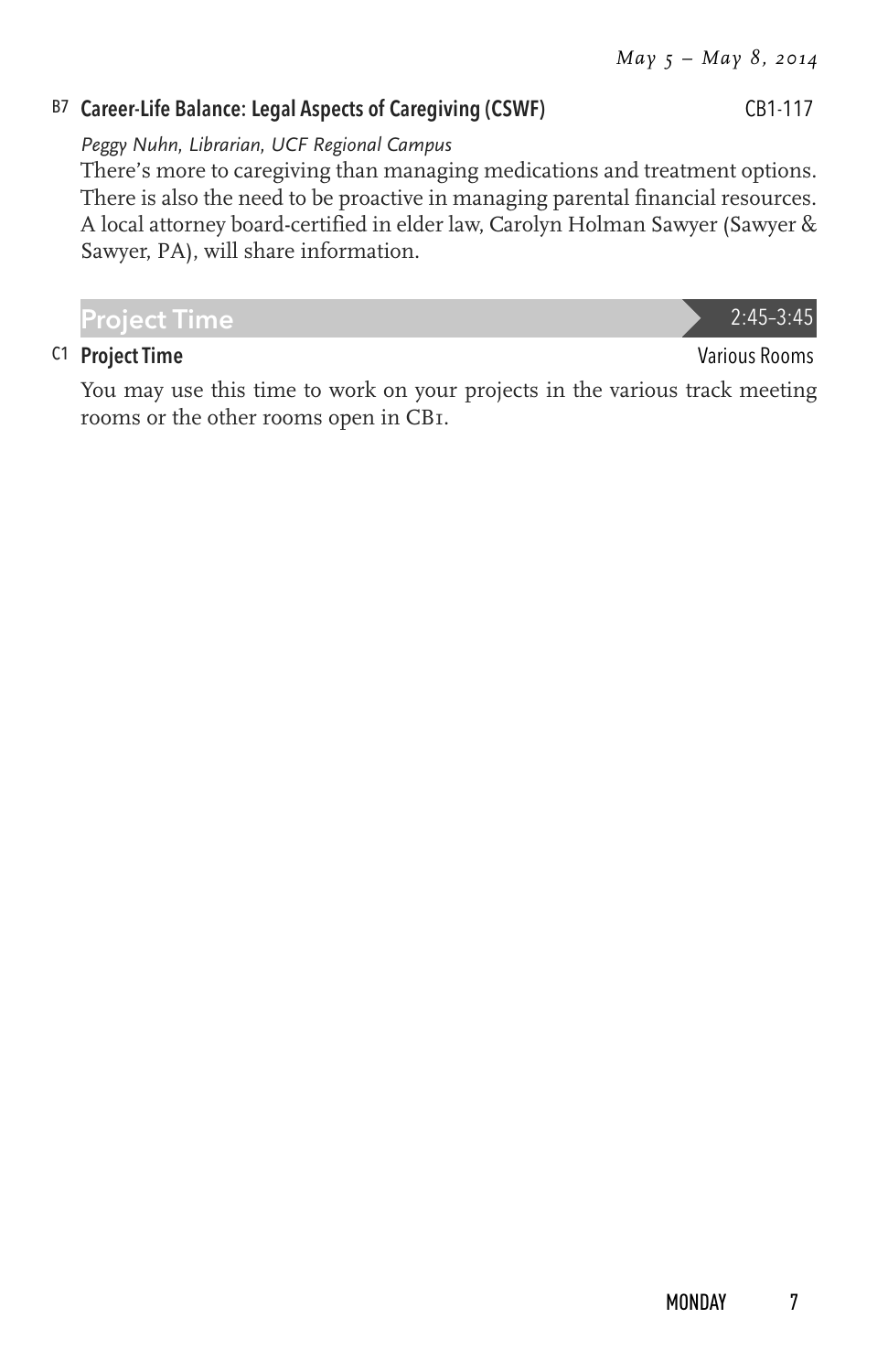### B7 Career-Life Balance: Legal Aspects of Caregiving (CSWF) — CB1-117

*Peggy Nuhn, Librarian, UCF Regional Campus*

There's more to caregiving than managing medications and treatment options. There is also the need to be proactive in managing parental financial resources. A local attorney board-certified in elder law, Carolyn Holman Sawyer (Sawyer & Sawyer, PA), will share information.

## Project Time — 2:45–3:45

### C1 Project Time — Various Rooms

You may use this time to work on your projects in the various track meeting rooms or the other rooms open in CB1.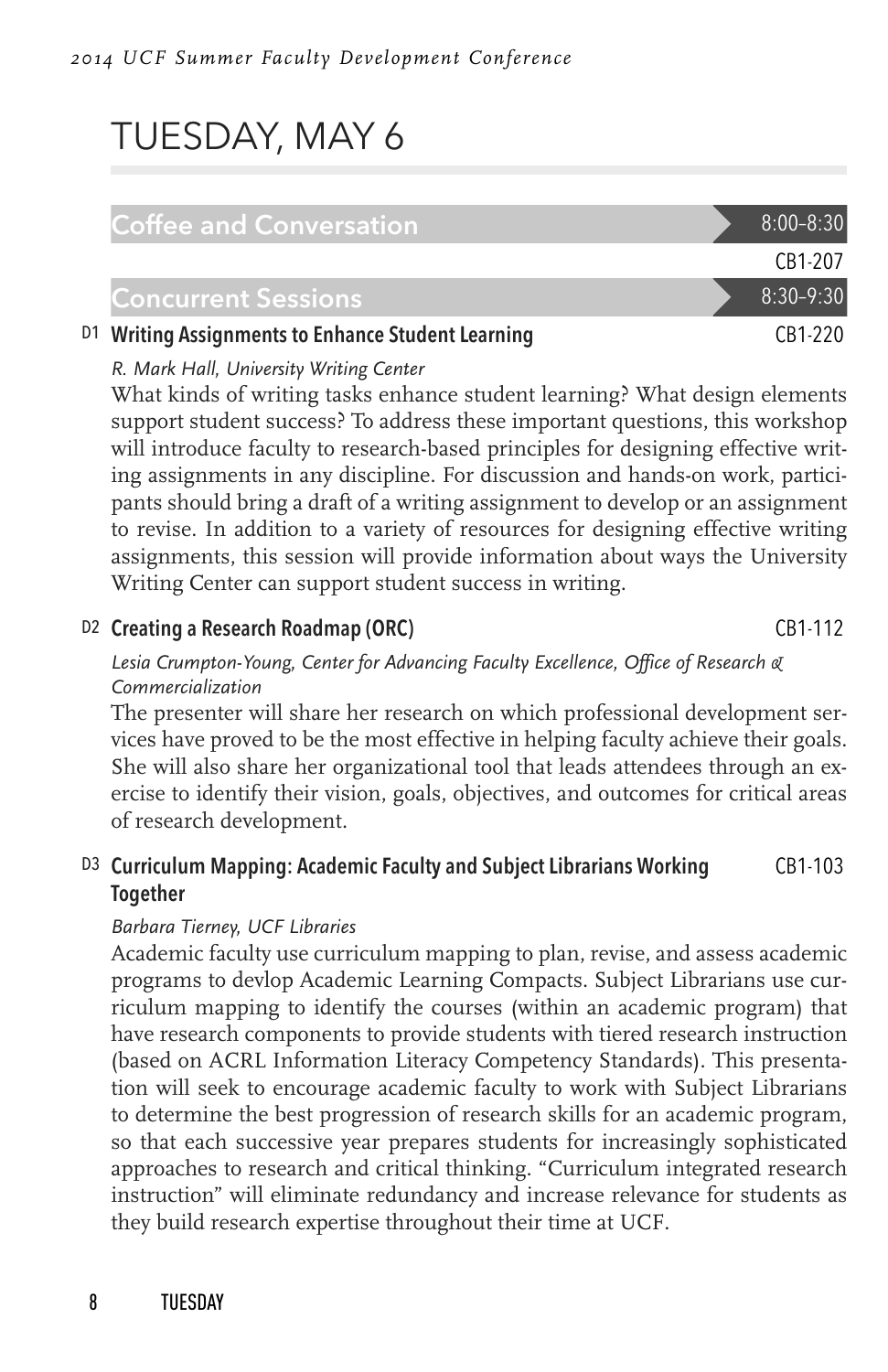# TUESDAY, MAY 6

## Coffee and Conversation

8:00–8:30

CB1-207

## Concurrent Sessions

8:30–9:30

### D1 Writing Assignments to Enhance Student Learning

CB1-220

*R. Mark Hall, University Writing Center*

What kinds of writing tasks enhance student learning? What design elements support student success? To address these important questions, this workshop will introduce faculty to research-based principles for designing effective writing assignments in any discipline. For discussion and hands-on work, participants should bring a draft of a writing assignment to develop or an assignment to revise. In addition to a variety of resources for designing effective writing assignments, this session will provide information about ways the University Writing Center can support student success in writing.

### D2 Creating a Research Roadmap (ORC)

CB1-112

*Lesia Crumpton-Young, Center for Advancing Faculty Excellence, Office of Research & Commercialization*

The presenter will share her research on which professional development services have proved to be the most effective in helping faculty achieve their goals. She will also share her organizational tool that leads attendees through an exercise to identify their vision, goals, objectives, and outcomes for critical areas of research development.

### D3 Curriculum Mapping: Academic Faculty and Subject Librarians Working Together

CB1-103

*Barbara Tierney, UCF Libraries*

Academic faculty use curriculum mapping to plan, revise, and assess academic programs to devlop Academic Learning Compacts. Subject Librarians use curriculum mapping to identify the courses (within an academic program) that have research components to provide students with tiered research instruction (based on ACRL Information Literacy Competency Standards). This presentation will seek to encourage academic faculty to work with Subject Librarians to determine the best progression of research skills for an academic program, so that each successive year prepares students for increasingly sophisticated approaches to research and critical thinking. "Curriculum integrated research instruction" will eliminate redundancy and increase relevance for students as they build research expertise throughout their time at UCF.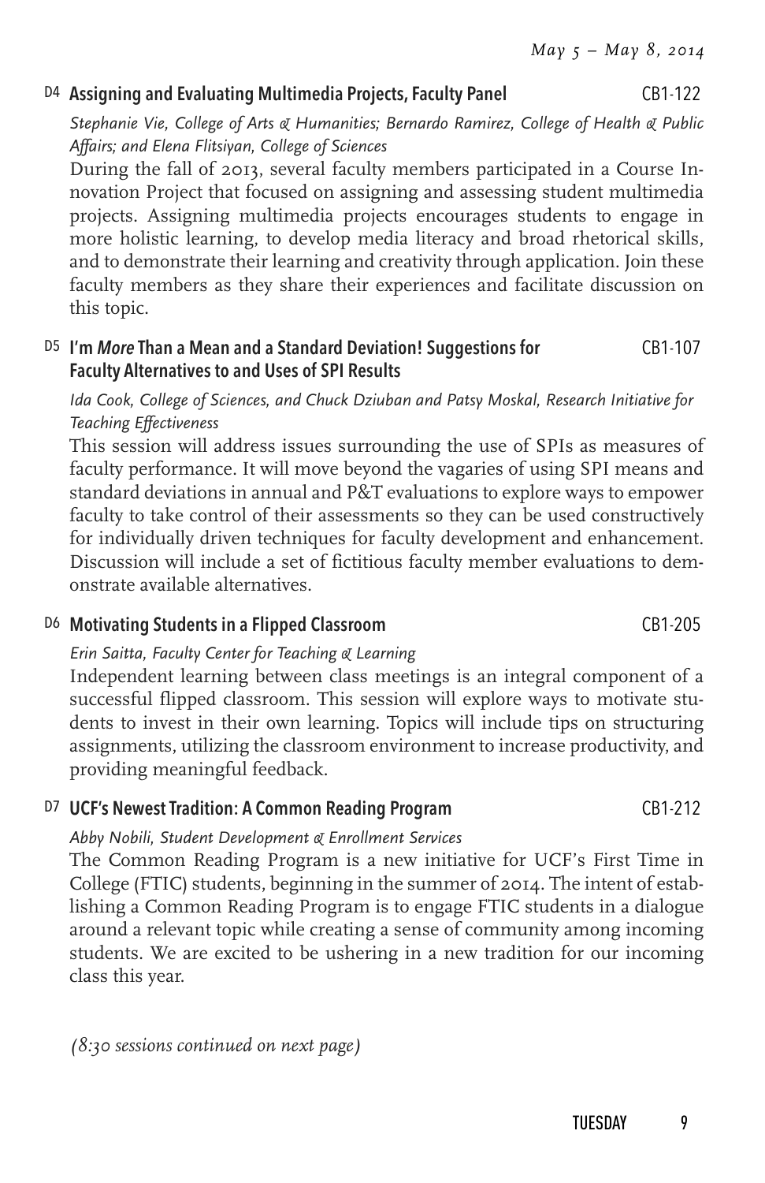### D4 Assigning and Evaluating Multimedia Projects, Faculty Panel — CB1-122

*Stephanie Vie, College of Arts & Humanities; Bernardo Ramirez, College of Health & Public Affairs; and Elena Flitsiyan, College of Sciences*

During the fall of 2013, several faculty members participated in a Course Innovation Project that focused on assigning and assessing student multimedia projects. Assigning multimedia projects encourages students to engage in more holistic learning, to develop media literacy and broad rhetorical skills, and to demonstrate their learning and creativity through application. Join these faculty members as they share their experiences and facilitate discussion on this topic.

### D5 I'm *More* Than a Mean and a Standard Deviation! Suggestions for Faculty Alternatives to and Uses of SPI Results — CB1-107

*Ida Cook, College of Sciences, and Chuck Dziuban and Patsy Moskal, Research Initiative for Teaching Effectiveness*

This session will address issues surrounding the use of SPIs as measures of faculty performance. It will move beyond the vagaries of using SPI means and standard deviations in annual and P&T evaluations to explore ways to empower faculty to take control of their assessments so they can be used constructively for individually driven techniques for faculty development and enhancement. Discussion will include a set of fictitious faculty member evaluations to demonstrate available alternatives.

### D6 Motivating Students in a Flipped Classroom — CB1-205

*Erin Saitta, Faculty Center for Teaching & Learning*

Independent learning between class meetings is an integral component of a successful flipped classroom. This session will explore ways to motivate students to invest in their own learning. Topics will include tips on structuring assignments, utilizing the classroom environment to increase productivity, and providing meaningful feedback.

### D7 UCF's Newest Tradition: A Common Reading Program — CB1-212

*Abby Nobili, Student Development & Enrollment Services*

The Common Reading Program is a new initiative for UCF's First Time in College (FTIC) students, beginning in the summer of 2014. The intent of establishing a Common Reading Program is to engage FTIC students in a dialogue around a relevant topic while creating a sense of community among incoming students. We are excited to be ushering in a new tradition for our incoming class this year.

*(8:30 sessions continued on next page)*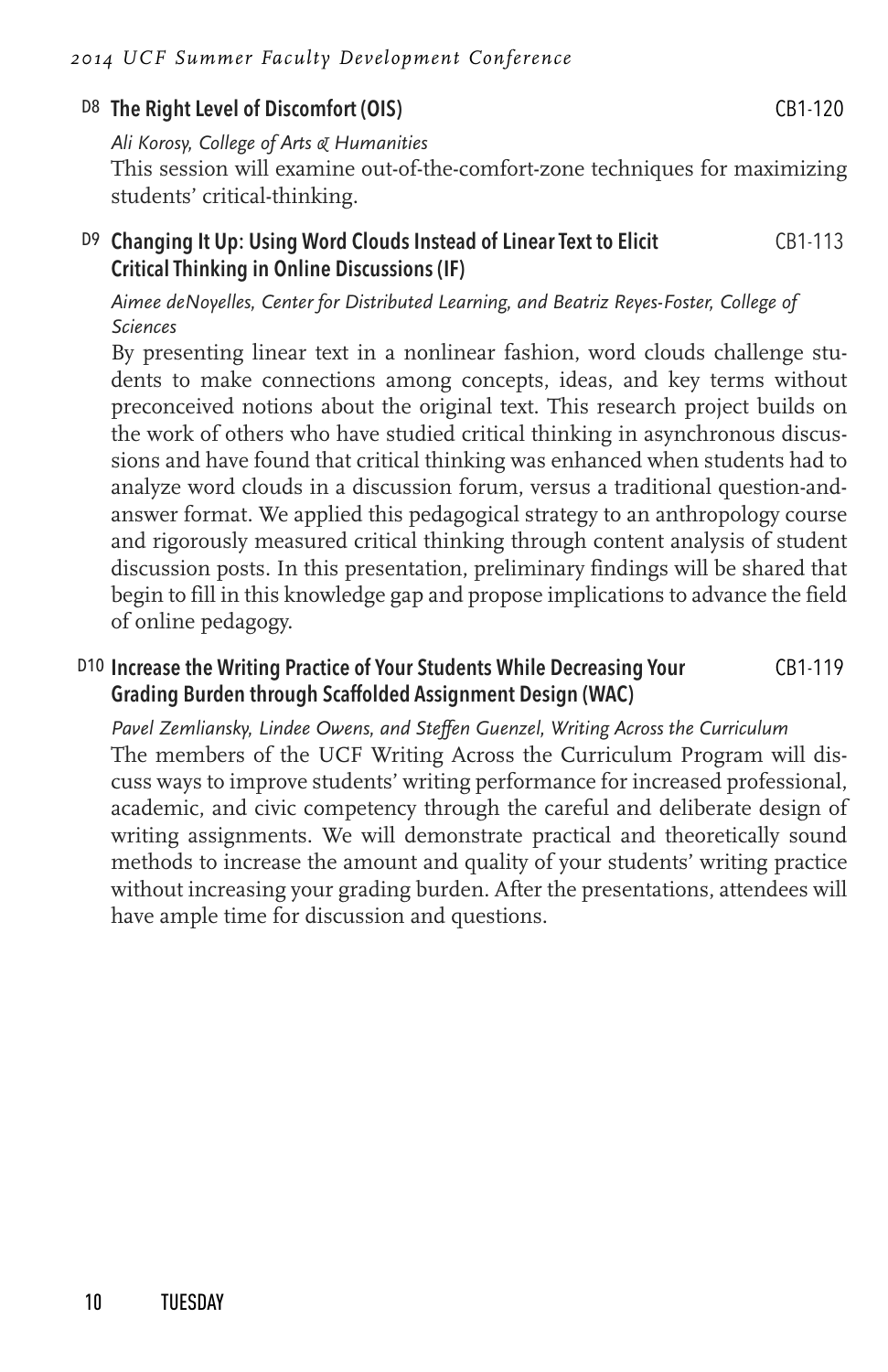### D8 The Right Level of Discomfort (OIS) — CB1-120

*Ali Korosy, College of Arts & Humanities*

This session will examine out-of-the-comfort-zone techniques for maximizing students' critical-thinking.

### D9 Changing It Up: Using Word Clouds Instead of Linear Text to Elicit Critical Thinking in Online Discussions (IF) — CB1-113

*Aimee deNoyelles, Center for Distributed Learning, and Beatriz Reyes-Foster, College of Sciences*

By presenting linear text in a nonlinear fashion, word clouds challenge students to make connections among concepts, ideas, and key terms without preconceived notions about the original text. This research project builds on the work of others who have studied critical thinking in asynchronous discussions and have found that critical thinking was enhanced when students had to analyze word clouds in a discussion forum, versus a traditional question-and-answer format. We applied this pedagogical strategy to an anthropology course and rigorously measured critical thinking through content analysis of student discussion posts. In this presentation, preliminary findings will be shared that begin to fill in this knowledge gap and propose implications to advance the field of online pedagogy.

### D10 Increase the Writing Practice of Your Students While Decreasing Your Grading Burden through Scaffolded Assignment Design (WAC) — CB1-119

*Pavel Zemliansky, Lindee Owens, and Steffen Guenzel, Writing Across the Curriculum*

The members of the UCF Writing Across the Curriculum Program will discuss ways to improve students' writing performance for increased professional, academic, and civic competency through the careful and deliberate design of writing assignments. We will demonstrate practical and theoretically sound methods to increase the amount and quality of your students' writing practice without increasing your grading burden. After the presentations, attendees will have ample time for discussion and questions.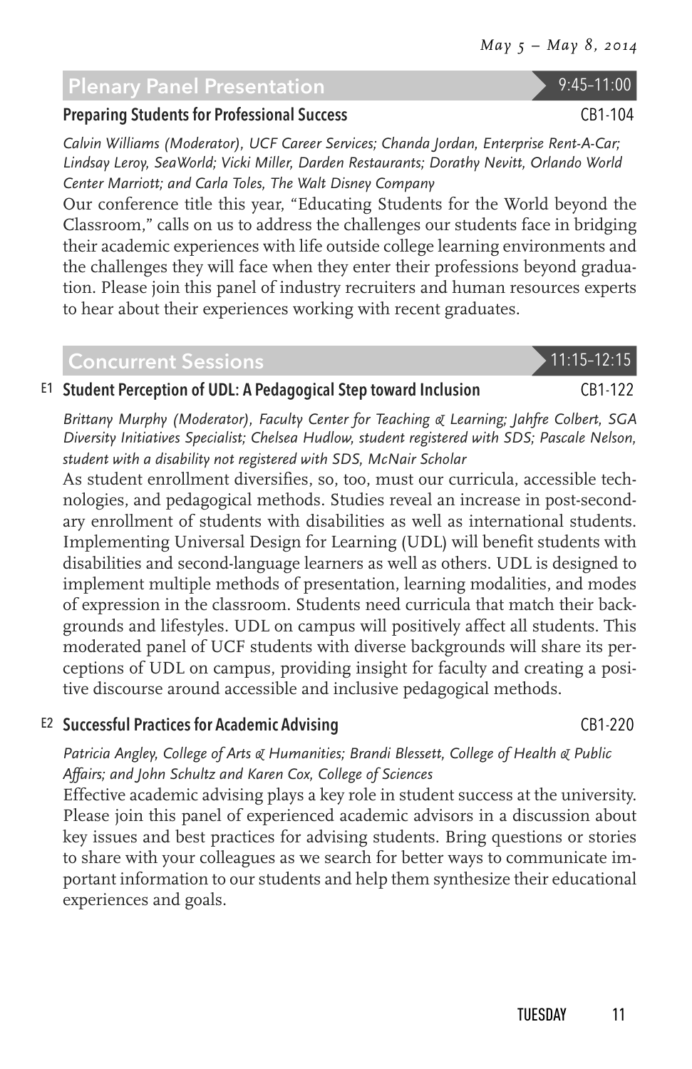## Plenary Panel Presentation

9:45–11:00

### Preparing Students for Professional Success

CB1-104

*Calvin Williams (Moderator), UCF Career Services; Chanda Jordan, Enterprise Rent-A-Car; Lindsay Leroy, SeaWorld; Vicki Miller, Darden Restaurants; Dorothy Nevitt, Orlando World Center Marriott; and Carla Toles, The Walt Disney Company*

Our conference title this year, "Educating Students for the World beyond the Classroom," calls on us to address the challenges our students face in bridging their academic experiences with life outside college learning environments and the challenges they will face when they enter their professions beyond graduation. Please join this panel of industry recruiters and human resources experts to hear about their experiences working with recent graduates.

## Concurrent Sessions

11:15–12:15

### E1 Student Perception of UDL: A Pedagogical Step toward Inclusion

CB1-122

*Brittany Murphy (Moderator), Faculty Center for Teaching & Learning; Jahfre Colbert, SGA Diversity Initiatives Specialist; Chelsea Hudlow, student registered with SDS; Pascale Nelson, student with a disability not registered with SDS, McNair Scholar*

As student enrollment diversifies, so, too, must our curricula, accessible technologies, and pedagogical methods. Studies reveal an increase in post-secondary enrollment of students with disabilities as well as international students. Implementing Universal Design for Learning (UDL) will benefit students with disabilities and second-language learners as well as others. UDL is designed to implement multiple methods of presentation, learning modalities, and modes of expression in the classroom. Students need curricula that match their backgrounds and lifestyles. UDL on campus will positively affect all students. This moderated panel of UCF students with diverse backgrounds will share its perceptions of UDL on campus, providing insight for faculty and creating a positive discourse around accessible and inclusive pedagogical methods.

### E2 Successful Practices for Academic Advising

CB1-220

*Patricia Angley, College of Arts & Humanities; Brandi Blessett, College of Health & Public Affairs; and John Schultz and Karen Cox, College of Sciences*

Effective academic advising plays a key role in student success at the university. Please join this panel of experienced academic advisors in a discussion about key issues and best practices for advising students. Bring questions or stories to share with your colleagues as we search for better ways to communicate important information to our students and help them synthesize their educational experiences and goals.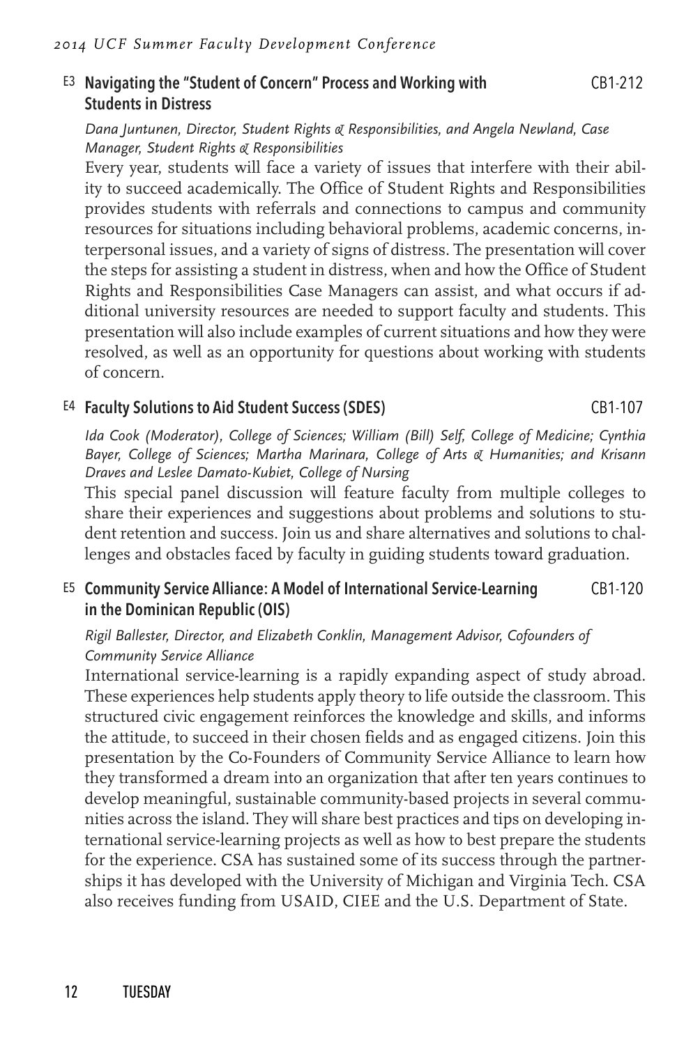### E3 Navigating the "Student of Concern" Process and Working with Students in Distress — CB1-212

*Dana Juntunen, Director, Student Rights & Responsibilities, and Angela Newland, Case Manager, Student Rights & Responsibilities*

Every year, students will face a variety of issues that interfere with their ability to succeed academically. The Office of Student Rights and Responsibilities provides students with referrals and connections to campus and community resources for situations including behavioral problems, academic concerns, interpersonal issues, and a variety of signs of distress. The presentation will cover the steps for assisting a student in distress, when and how the Office of Student Rights and Responsibilities Case Managers can assist, and what occurs if additional university resources are needed to support faculty and students. This presentation will also include examples of current situations and how they were resolved, as well as an opportunity for questions about working with students of concern.

### E4 Faculty Solutions to Aid Student Success (SDES) — CB1-107

*Ida Cook (Moderator), College of Sciences; William (Bill) Self, College of Medicine; Cynthia Bayer, College of Sciences; Martha Marinara, College of Arts & Humanities; and Krisann Draves and Leslee Damato-Kubiet, College of Nursing*

This special panel discussion will feature faculty from multiple colleges to share their experiences and suggestions about problems and solutions to student retention and success. Join us and share alternatives and solutions to challenges and obstacles faced by faculty in guiding students toward graduation.

### E5 Community Service Alliance: A Model of International Service-Learning in the Dominican Republic (OIS) — CB1-120

*Rigil Ballester, Director, and Elizabeth Conklin, Management Advisor, Cofounders of Community Service Alliance*

International service-learning is a rapidly expanding aspect of study abroad. These experiences help students apply theory to life outside the classroom. This structured civic engagement reinforces the knowledge and skills, and informs the attitude, to succeed in their chosen fields and as engaged citizens. Join this presentation by the Co-Founders of Community Service Alliance to learn how they transformed a dream into an organization that after ten years continues to develop meaningful, sustainable community-based projects in several communities across the island. They will share best practices and tips on developing international service-learning projects as well as how to best prepare the students for the experience. CSA has sustained some of its success through the partnerships it has developed with the University of Michigan and Virginia Tech. CSA also receives funding from USAID, CIEE and the U.S. Department of State.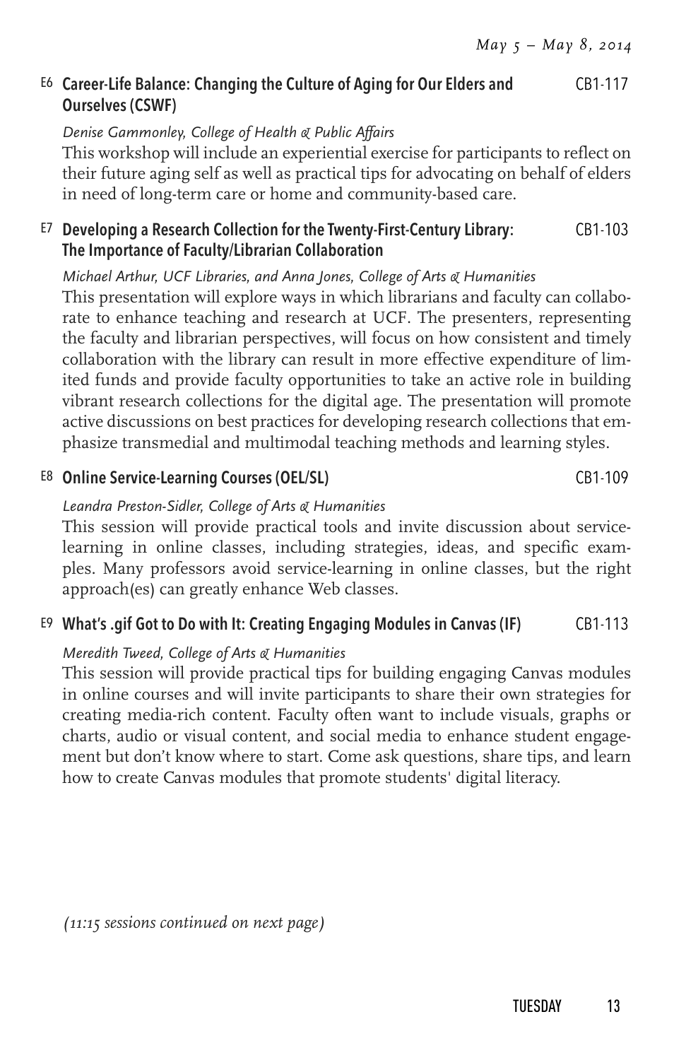### E6 Career-Life Balance: Changing the Culture of Aging for Our Elders and Ourselves (CSWF) — CB1-117

*Denise Gammonley, College of Health & Public Affairs*

This workshop will include an experiential exercise for participants to reflect on their future aging self as well as practical tips for advocating on behalf of elders in need of long-term care or home and community-based care.

### E7 Developing a Research Collection for the Twenty-First-Century Library: The Importance of Faculty/Librarian Collaboration — CB1-103

*Michael Arthur, UCF Libraries, and Anna Jones, College of Arts & Humanities*

This presentation will explore ways in which librarians and faculty can collaborate to enhance teaching and research at UCF. The presenters, representing the faculty and librarian perspectives, will focus on how consistent and timely collaboration with the library can result in more effective expenditure of limited funds and provide faculty opportunities to take an active role in building vibrant research collections for the digital age. The presentation will promote active discussions on best practices for developing research collections that emphasize transmedial and multimodal teaching methods and learning styles.

### E8 Online Service-Learning Courses (OEL/SL) — CB1-109

*Leandra Preston-Sidler, College of Arts & Humanities*

This session will provide practical tools and invite discussion about service-learning in online classes, including strategies, ideas, and specific examples. Many professors avoid service-learning in online classes, but the right approach(es) can greatly enhance Web classes.

### E9 What's .gif Got to Do with It: Creating Engaging Modules in Canvas (IF) — CB1-113

*Meredith Tweed, College of Arts & Humanities*

This session will provide practical tips for building engaging Canvas modules in online courses and will invite participants to share their own strategies for creating media-rich content. Faculty often want to include visuals, graphs or charts, audio or visual content, and social media to enhance student engagement but don't know where to start. Come ask questions, share tips, and learn how to create Canvas modules that promote students' digital literacy.

*(11:15 sessions continued on next page)*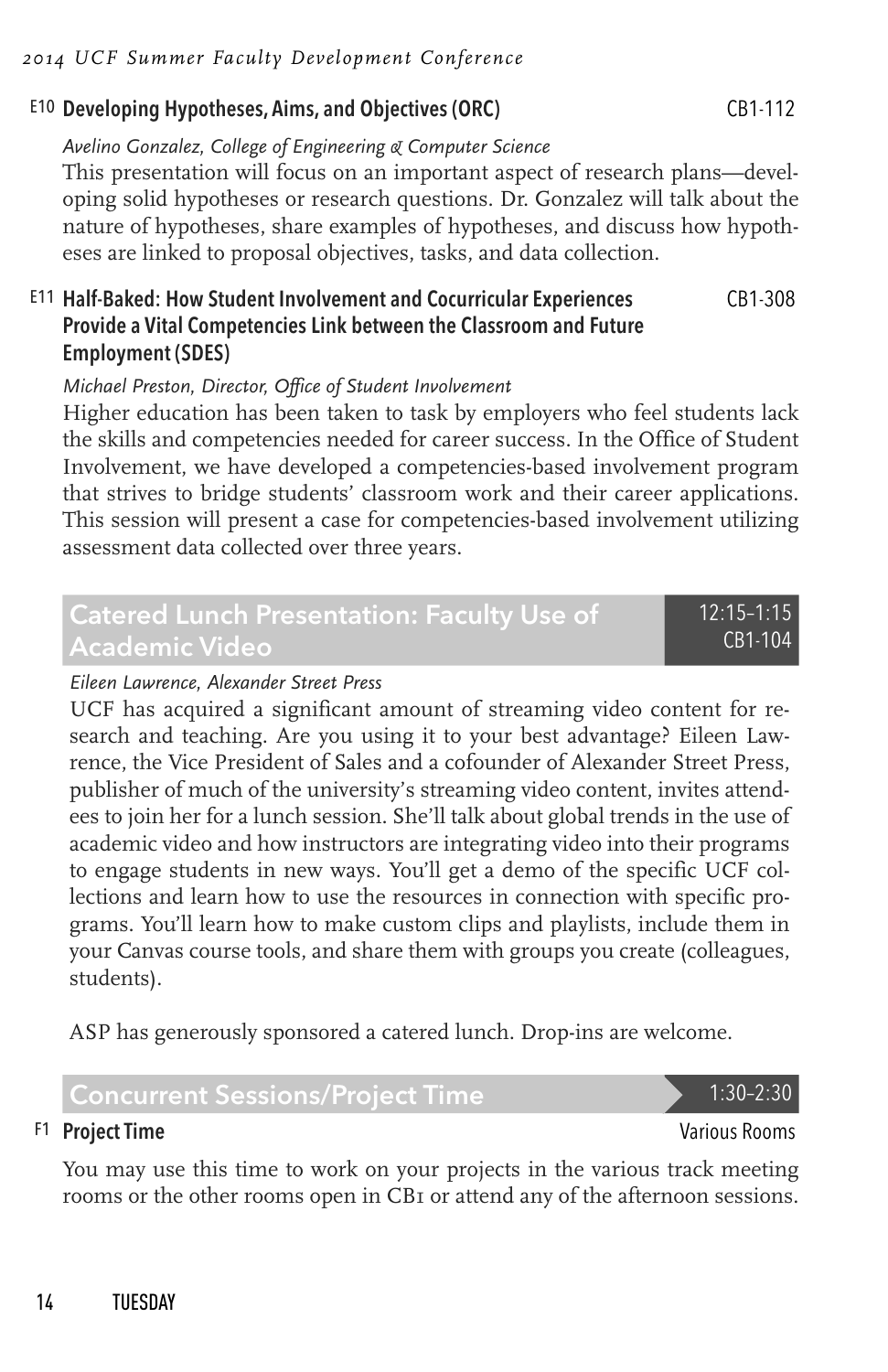### E10 Developing Hypotheses, Aims, and Objectives (ORC) — CB1-112

*Avelino Gonzalez, College of Engineering & Computer Science*

This presentation will focus on an important aspect of research plans—developing solid hypotheses or research questions. Dr. Gonzalez will talk about the nature of hypotheses, share examples of hypotheses, and discuss how hypotheses are linked to proposal objectives, tasks, and data collection.

### E11 Half-Baked: How Student Involvement and Cocurricular Experiences Provide a Vital Competencies Link between the Classroom and Future Employment (SDES) — CB1-308

*Michael Preston, Director, Office of Student Involvement*

Higher education has been taken to task by employers who feel students lack the skills and competencies needed for career success. In the Office of Student Involvement, we have developed a competencies-based involvement program that strives to bridge students' classroom work and their career applications. This session will present a case for competencies-based involvement utilizing assessment data collected over three years.

## Catered Lunch Presentation: Faculty Use of Academic Video — 12:15–1:15, CB1-104

*Eileen Lawrence, Alexander Street Press*

UCF has acquired a significant amount of streaming video content for research and teaching. Are you using it to your best advantage? Eileen Lawrence, the Vice President of Sales and a cofounder of Alexander Street Press, publisher of much of the university's streaming video content, invites attendees to join her for a lunch session. She'll talk about global trends in the use of academic video and how instructors are integrating video into their programs to engage students in new ways. You'll get a demo of the specific UCF collections and learn how to use the resources in connection with specific programs. You'll learn how to make custom clips and playlists, include them in your Canvas course tools, and share them with groups you create (colleagues, students).

ASP has generously sponsored a catered lunch. Drop-ins are welcome.

## Concurrent Sessions/Project Time — 1:30–2:30

### F1 Project Time — Various Rooms

You may use this time to work on your projects in the various track meeting rooms or the other rooms open in CB1 or attend any of the afternoon sessions.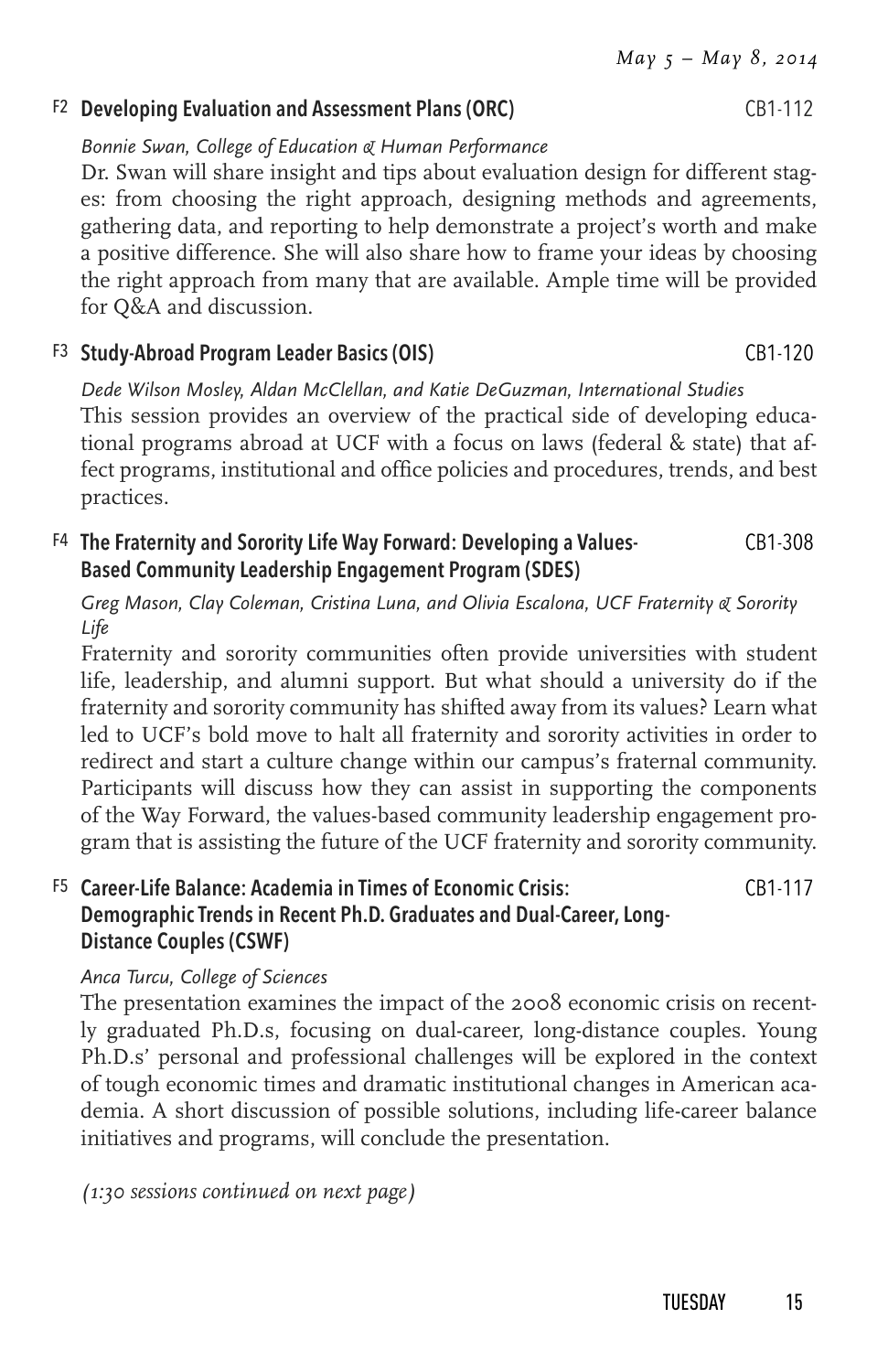### F2 Developing Evaluation and Assessment Plans (ORC) — CB1-112

*Bonnie Swan, College of Education & Human Performance*

Dr. Swan will share insight and tips about evaluation design for different stages: from choosing the right approach, designing methods and agreements, gathering data, and reporting to help demonstrate a project's worth and make a positive difference. She will also share how to frame your ideas by choosing the right approach from many that are available. Ample time will be provided for Q&A and discussion.

### F3 Study-Abroad Program Leader Basics (OIS) — CB1-120

*Dede Wilson Mosley, Aldan McClellan, and Katie DeGuzman, International Studies*

This session provides an overview of the practical side of developing educational programs abroad at UCF with a focus on laws (federal & state) that affect programs, institutional and office policies and procedures, trends, and best practices.

### F4 The Fraternity and Sorority Life Way Forward: Developing a Values-Based Community Leadership Engagement Program (SDES) — CB1-308

*Greg Mason, Clay Coleman, Cristina Luna, and Olivia Escalona, UCF Fraternity & Sorority Life*

Fraternity and sorority communities often provide universities with student life, leadership, and alumni support. But what should a university do if the fraternity and sorority community has shifted away from its values? Learn what led to UCF's bold move to halt all fraternity and sorority activities in order to redirect and start a culture change within our campus's fraternal community. Participants will discuss how they can assist in supporting the components of the Way Forward, the values-based community leadership engagement program that is assisting the future of the UCF fraternity and sorority community.

### F5 Career-Life Balance: Academia in Times of Economic Crisis: Demographic Trends in Recent Ph.D. Graduates and Dual-Career, Long-Distance Couples (CSWF) — CB1-117

*Anca Turcu, College of Sciences*

The presentation examines the impact of the 2008 economic crisis on recently graduated Ph.D.s, focusing on dual-career, long-distance couples. Young Ph.D.s' personal and professional challenges will be explored in the context of tough economic times and dramatic institutional changes in American academia. A short discussion of possible solutions, including life-career balance initiatives and programs, will conclude the presentation.

*(1:30 sessions continued on next page)*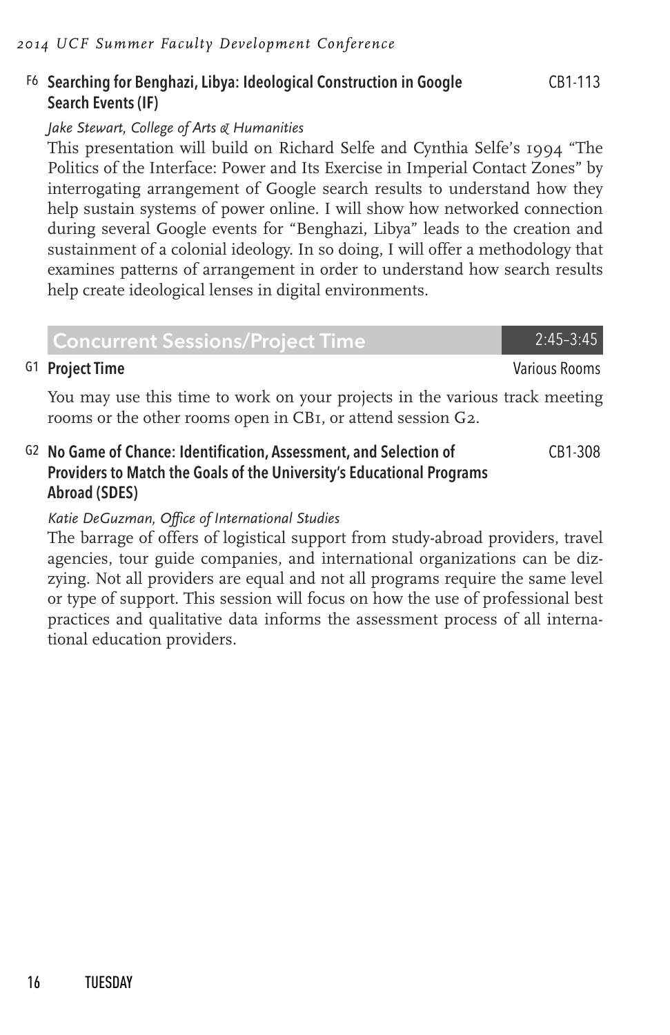### F6 Searching for Benghazi, Libya: Ideological Construction in Google Search Events (IF)

CB1-113

*Jake Stewart, College of Arts & Humanities*

This presentation will build on Richard Selfe and Cynthia Selfe's 1994 "The Politics of the Interface: Power and Its Exercise in Imperial Contact Zones" by interrogating arrangement of Google search results to understand how they help sustain systems of power online. I will show how networked connection during several Google events for "Benghazi, Libya" leads to the creation and sustainment of a colonial ideology. In so doing, I will offer a methodology that examines patterns of arrangement in order to understand how search results help create ideological lenses in digital environments.

## Concurrent Sessions/Project Time

2:45–3:45

### G1 Project Time

Various Rooms

You may use this time to work on your projects in the various track meeting rooms or the other rooms open in CB1, or attend session G2.

### G2 No Game of Chance: Identification, Assessment, and Selection of Providers to Match the Goals of the University's Educational Programs Abroad (SDES)

CB1-308

*Katie DeGuzman, Office of International Studies*

The barrage of offers of logistical support from study-abroad providers, travel agencies, tour guide companies, and international organizations can be dizzying. Not all providers are equal and not all programs require the same level or type of support. This session will focus on how the use of professional best practices and qualitative data informs the assessment process of all international education providers.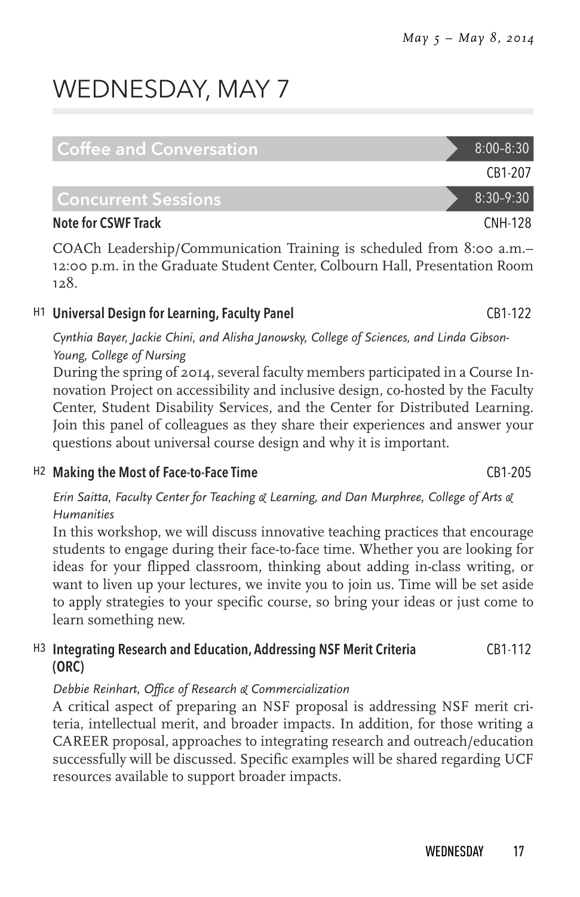# WEDNESDAY, MAY 7

## Coffee and Conversation — 8:00–8:30

CB1-207

## Concurrent Sessions — 8:30–9:30

**Note for CSWF Track** — CNH-128

COACh Leadership/Communication Training is scheduled from 8:00 a.m.–12:00 p.m. in the Graduate Student Center, Colbourn Hall, Presentation Room 128.

### H1 Universal Design for Learning, Faculty Panel — CB1-122

*Cynthia Bayer, Jackie Chini, and Alisha Janowsky, College of Sciences, and Linda Gibson-Young, College of Nursing*

During the spring of 2014, several faculty members participated in a Course Innovation Project on accessibility and inclusive design, co-hosted by the Faculty Center, Student Disability Services, and the Center for Distributed Learning. Join this panel of colleagues as they share their experiences and answer your questions about universal course design and why it is important.

### H2 Making the Most of Face-to-Face Time — CB1-205

*Erin Saitta, Faculty Center for Teaching & Learning, and Dan Murphree, College of Arts & Humanities*

In this workshop, we will discuss innovative teaching practices that encourage students to engage during their face-to-face time. Whether you are looking for ideas for your flipped classroom, thinking about adding in-class writing, or want to liven up your lectures, we invite you to join us. Time will be set aside to apply strategies to your specific course, so bring your ideas or just come to learn something new.

### H3 Integrating Research and Education, Addressing NSF Merit Criteria (ORC) — CB1-112

*Debbie Reinhart, Office of Research & Commercialization*

A critical aspect of preparing an NSF proposal is addressing NSF merit criteria, intellectual merit, and broader impacts. In addition, for those writing a CAREER proposal, approaches to integrating research and outreach/education successfully will be discussed. Specific examples will be shared regarding UCF resources available to support broader impacts.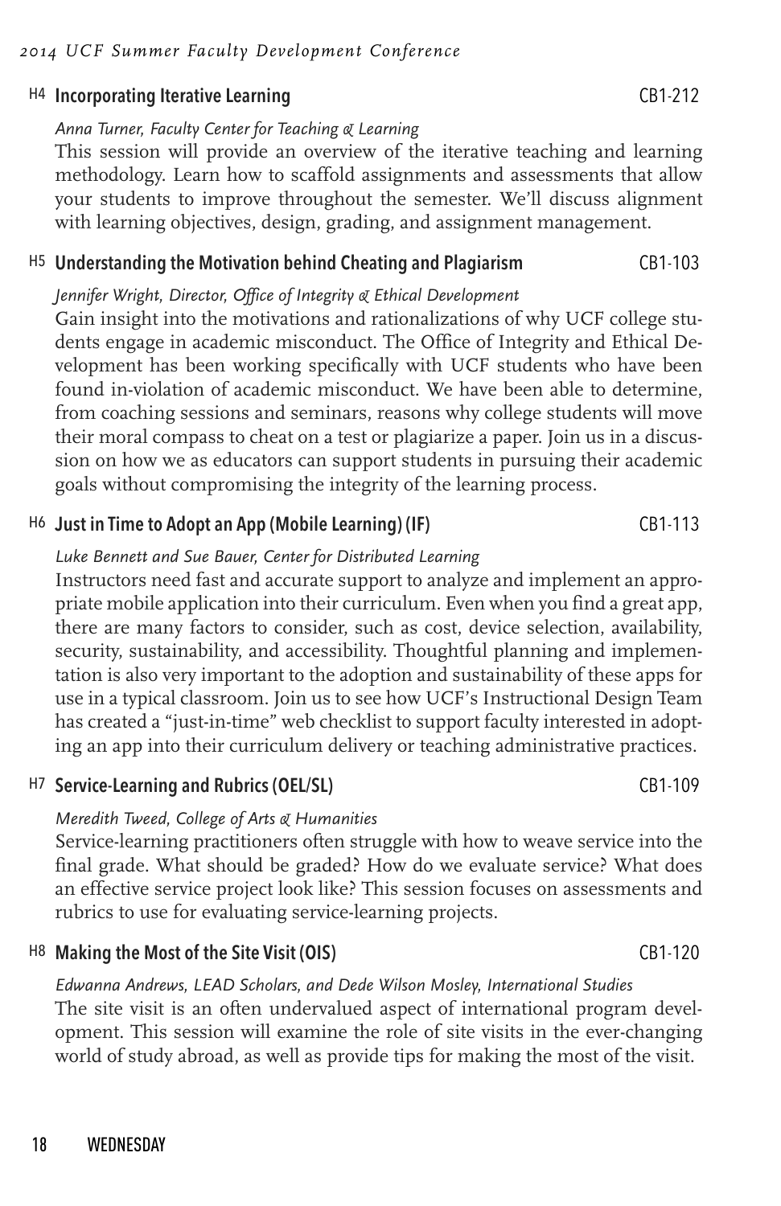### H4 Incorporating Iterative Learning — CB1-212

*Anna Turner, Faculty Center for Teaching & Learning*

This session will provide an overview of the iterative teaching and learning methodology. Learn how to scaffold assignments and assessments that allow your students to improve throughout the semester. We'll discuss alignment with learning objectives, design, grading, and assignment management.

### H5 Understanding the Motivation behind Cheating and Plagiarism — CB1-103

*Jennifer Wright, Director, Office of Integrity & Ethical Development*

Gain insight into the motivations and rationalizations of why UCF college students engage in academic misconduct. The Office of Integrity and Ethical Development has been working specifically with UCF students who have been found in-violation of academic misconduct. We have been able to determine, from coaching sessions and seminars, reasons why college students will move their moral compass to cheat on a test or plagiarize a paper. Join us in a discussion on how we as educators can support students in pursuing their academic goals without compromising the integrity of the learning process.

### H6 Just in Time to Adopt an App (Mobile Learning) (IF) — CB1-113

*Luke Bennett and Sue Bauer, Center for Distributed Learning*

Instructors need fast and accurate support to analyze and implement an appropriate mobile application into their curriculum. Even when you find a great app, there are many factors to consider, such as cost, device selection, availability, security, sustainability, and accessibility. Thoughtful planning and implementation is also very important to the adoption and sustainability of these apps for use in a typical classroom. Join us to see how UCF's Instructional Design Team has created a "just-in-time" web checklist to support faculty interested in adopting an app into their curriculum delivery or teaching administrative practices.

### H7 Service-Learning and Rubrics (OEL/SL) — CB1-109

*Meredith Tweed, College of Arts & Humanities*

Service-learning practitioners often struggle with how to weave service into the final grade. What should be graded? How do we evaluate service? What does an effective service project look like? This session focuses on assessments and rubrics to use for evaluating service-learning projects.

### H8 Making the Most of the Site Visit (OIS) — CB1-120

*Edwanna Andrews, LEAD Scholars, and Dede Wilson Mosley, International Studies*

The site visit is an often undervalued aspect of international program development. This session will examine the role of site visits in the ever-changing world of study abroad, as well as provide tips for making the most of the visit.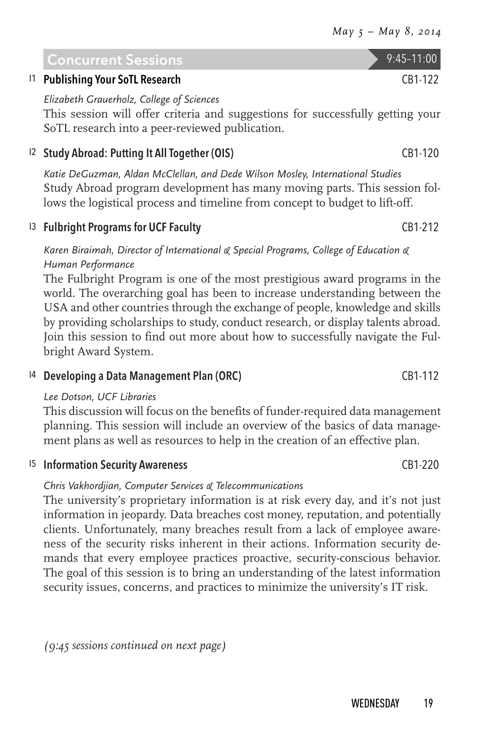## Concurrent Sessions 9:45–11:00

### I1 Publishing Your SoTL Research — CB1-122

*Elizabeth Grauerholz, College of Sciences*

This session will offer criteria and suggestions for successfully getting your SoTL research into a peer-reviewed publication.

### I2 Study Abroad: Putting It All Together (OIS) — CB1-120

*Katie DeGuzman, Aldan McClellan, and Dede Wilson Mosley, International Studies*

Study Abroad program development has many moving parts. This session follows the logistical process and timeline from concept to budget to lift-off.

### I3 Fulbright Programs for UCF Faculty — CB1-212

*Karen Biraimah, Director of International & Special Programs, College of Education & Human Performance*

The Fulbright Program is one of the most prestigious award programs in the world. The overarching goal has been to increase understanding between the USA and other countries through the exchange of people, knowledge and skills by providing scholarships to study, conduct research, or display talents abroad. Join this session to find out more about how to successfully navigate the Fulbright Award System.

### I4 Developing a Data Management Plan (ORC) — CB1-112

*Lee Dotson, UCF Libraries*

This discussion will focus on the benefits of funder-required data management planning. This session will include an overview of the basics of data management plans as well as resources to help in the creation of an effective plan.

### I5 Information Security Awareness — CB1-220

*Chris Vakhordjian, Computer Services & Telecommunications*

The university's proprietary information is at risk every day, and it's not just information in jeopardy. Data breaches cost money, reputation, and potentially clients. Unfortunately, many breaches result from a lack of employee awareness of the security risks inherent in their actions. Information security demands that every employee practices proactive, security-conscious behavior. The goal of this session is to bring an understanding of the latest information security issues, concerns, and practices to minimize the university's IT risk.

*(9:45 sessions continued on next page)*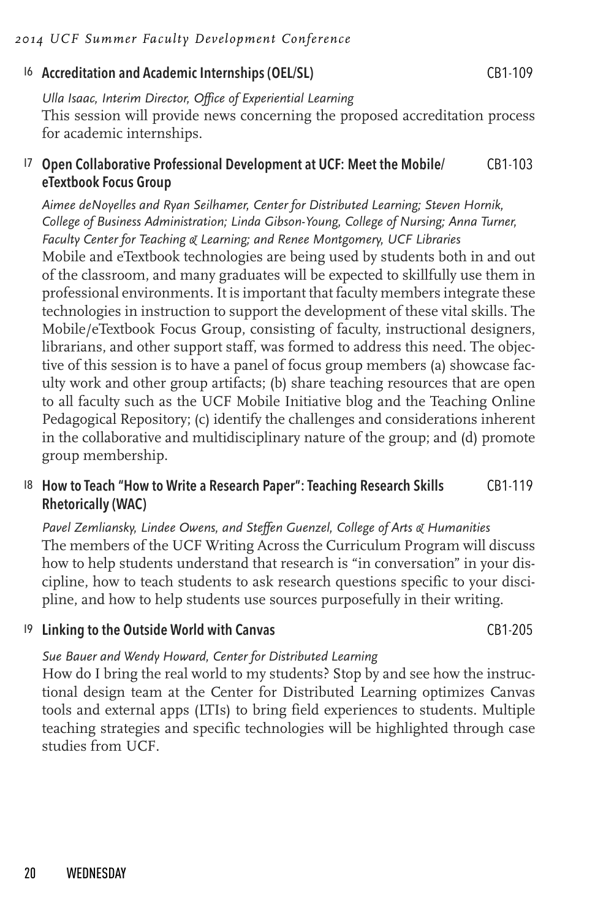### 16 Accreditation and Academic Internships (OEL/SL) — CB1-109

*Ulla Isaac, Interim Director, Office of Experiential Learning*

This session will provide news concerning the proposed accreditation process for academic internships.

### 17 Open Collaborative Professional Development at UCF: Meet the Mobile/eTextbook Focus Group — CB1-103

*Aimee deNoyelles and Ryan Seilhamer, Center for Distributed Learning; Steven Hornik, College of Business Administration; Linda Gibson-Young, College of Nursing; Anna Turner, Faculty Center for Teaching & Learning; and Renee Montgomery, UCF Libraries*

Mobile and eTextbook technologies are being used by students both in and out of the classroom, and many graduates will be expected to skillfully use them in professional environments. It is important that faculty members integrate these technologies in instruction to support the development of these vital skills. The Mobile/eTextbook Focus Group, consisting of faculty, instructional designers, librarians, and other support staff, was formed to address this need. The objective of this session is to have a panel of focus group members (a) showcase faculty work and other group artifacts; (b) share teaching resources that are open to all faculty such as the UCF Mobile Initiative blog and the Teaching Online Pedagogical Repository; (c) identify the challenges and considerations inherent in the collaborative and multidisciplinary nature of the group; and (d) promote group membership.

### 18 How to Teach "How to Write a Research Paper": Teaching Research Skills Rhetorically (WAC) — CB1-119

*Pavel Zemliansky, Lindee Owens, and Steffen Guenzel, College of Arts & Humanities*

The members of the UCF Writing Across the Curriculum Program will discuss how to help students understand that research is "in conversation" in your discipline, how to teach students to ask research questions specific to your discipline, and how to help students use sources purposefully in their writing.

### 19 Linking to the Outside World with Canvas — CB1-205

*Sue Bauer and Wendy Howard, Center for Distributed Learning*

How do I bring the real world to my students? Stop by and see how the instructional design team at the Center for Distributed Learning optimizes Canvas tools and external apps (LTIs) to bring field experiences to students. Multiple teaching strategies and specific technologies will be highlighted through case studies from UCF.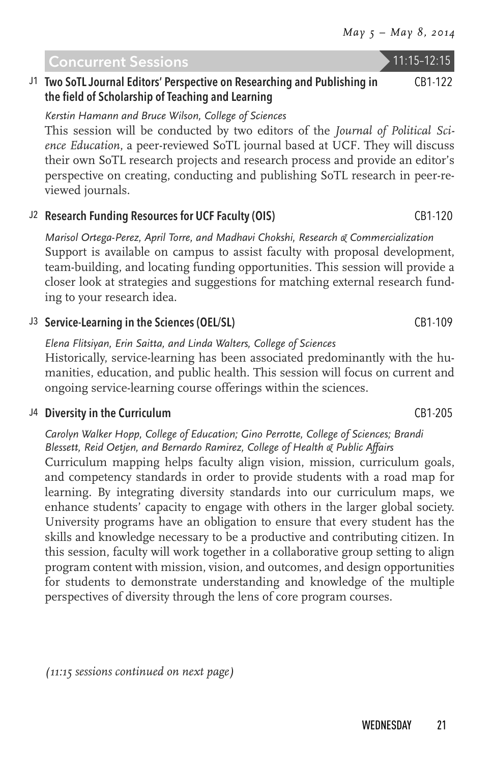## Concurrent Sessions 11:15–12:15

### J1 Two SoTL Journal Editors' Perspective on Researching and Publishing in the field of Scholarship of Teaching and Learning — CB1-122

*Kerstin Hamann and Bruce Wilson, College of Sciences*

This session will be conducted by two editors of the *Journal of Political Science Education*, a peer-reviewed SoTL journal based at UCF. They will discuss their own SoTL research projects and research process and provide an editor's perspective on creating, conducting and publishing SoTL research in peer-reviewed journals.

### J2 Research Funding Resources for UCF Faculty (OIS) — CB1-120

*Marisol Ortega-Perez, April Torre, and Madhavi Chokshi, Research & Commercialization*

Support is available on campus to assist faculty with proposal development, team-building, and locating funding opportunities. This session will provide a closer look at strategies and suggestions for matching external research funding to your research idea.

### J3 Service-Learning in the Sciences (OEL/SL) — CB1-109

*Elena Flitsiyan, Erin Saitta, and Linda Walters, College of Sciences*

Historically, service-learning has been associated predominantly with the humanities, education, and public health. This session will focus on current and ongoing service-learning course offerings within the sciences.

### J4 Diversity in the Curriculum — CB1-205

*Carolyn Walker Hopp, College of Education; Gino Perrotte, College of Sciences; Brandi Blessett, Reid Oetjen, and Bernardo Ramirez, College of Health & Public Affairs*

Curriculum mapping helps faculty align vision, mission, curriculum goals, and competency standards in order to provide students with a road map for learning. By integrating diversity standards into our curriculum maps, we enhance students' capacity to engage with others in the larger global society. University programs have an obligation to ensure that every student has the skills and knowledge necessary to be a productive and contributing citizen. In this session, faculty will work together in a collaborative group setting to align program content with mission, vision, and outcomes, and design opportunities for students to demonstrate understanding and knowledge of the multiple perspectives of diversity through the lens of core program courses.

*(11:15 sessions continued on next page)*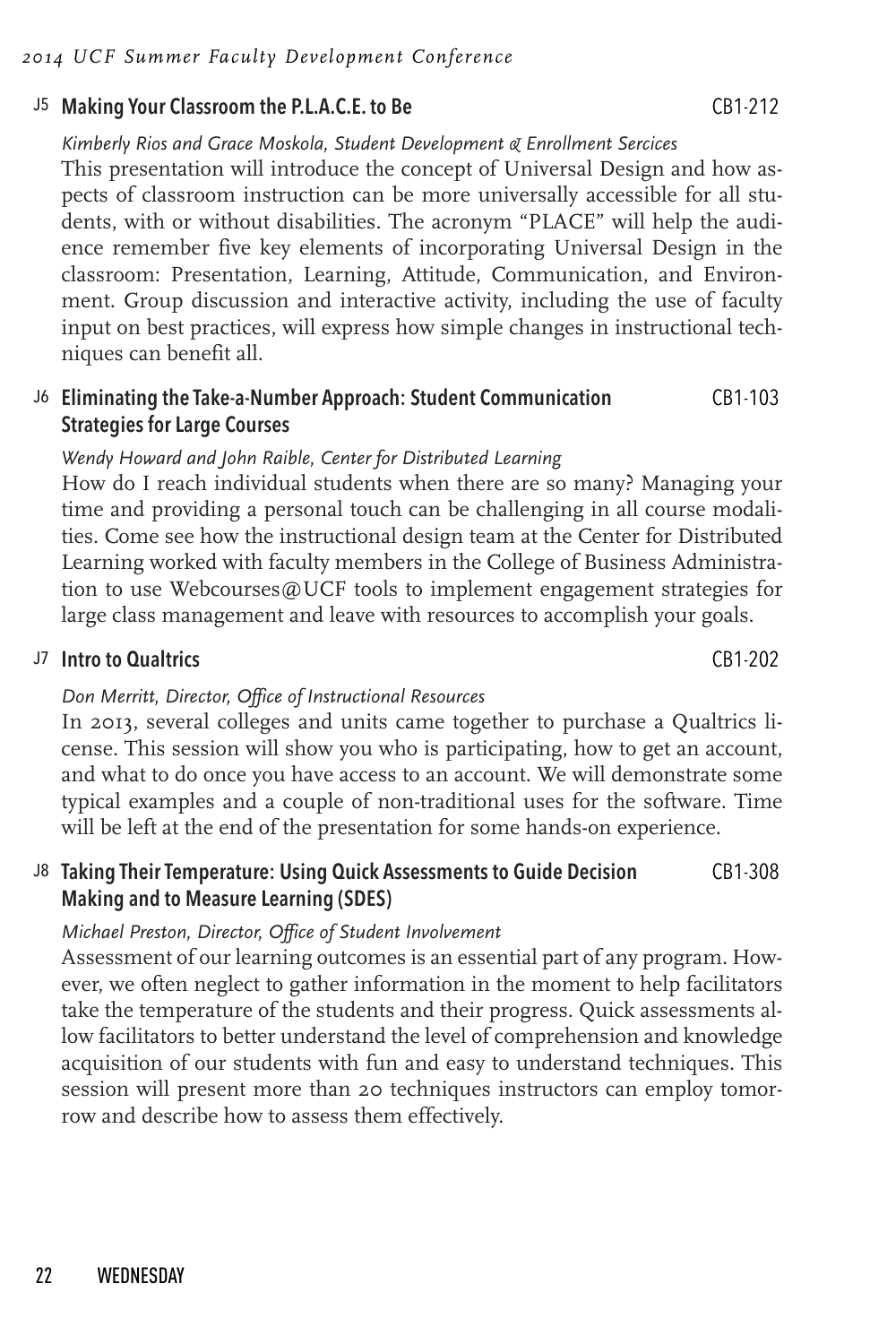## J5 Making Your Classroom the P.L.A.C.E. to Be CB1-212

*Kimberly Rios and Grace Moskola, Student Development & Enrollment Sercices*

This presentation will introduce the concept of Universal Design and how aspects of classroom instruction can be more universally accessible for all students, with or without disabilities. The acronym "PLACE" will help the audience remember five key elements of incorporating Universal Design in the classroom: Presentation, Learning, Attitude, Communication, and Environment. Group discussion and interactive activity, including the use of faculty input on best practices, will express how simple changes in instructional techniques can benefit all.

## J6 Eliminating the Take-a-Number Approach: Student Communication Strategies for Large Courses CB1-103

*Wendy Howard and John Raible, Center for Distributed Learning*

How do I reach individual students when there are so many? Managing your time and providing a personal touch can be challenging in all course modalities. Come see how the instructional design team at the Center for Distributed Learning worked with faculty members in the College of Business Administration to use Webcourses@UCF tools to implement engagement strategies for large class management and leave with resources to accomplish your goals.

## J7 Intro to Qualtrics CB1-202

*Don Merritt, Director, Office of Instructional Resources*

In 2013, several colleges and units came together to purchase a Qualtrics license. This session will show you who is participating, how to get an account, and what to do once you have access to an account. We will demonstrate some typical examples and a couple of non-traditional uses for the software. Time will be left at the end of the presentation for some hands-on experience.

## J8 Taking Their Temperature: Using Quick Assessments to Guide Decision Making and to Measure Learning (SDES) CB1-308

*Michael Preston, Director, Office of Student Involvement*

Assessment of our learning outcomes is an essential part of any program. However, we often neglect to gather information in the moment to help facilitators take the temperature of the students and their progress. Quick assessments allow facilitators to better understand the level of comprehension and knowledge acquisition of our students with fun and easy to understand techniques. This session will present more than 20 techniques instructors can employ tomorrow and describe how to assess them effectively.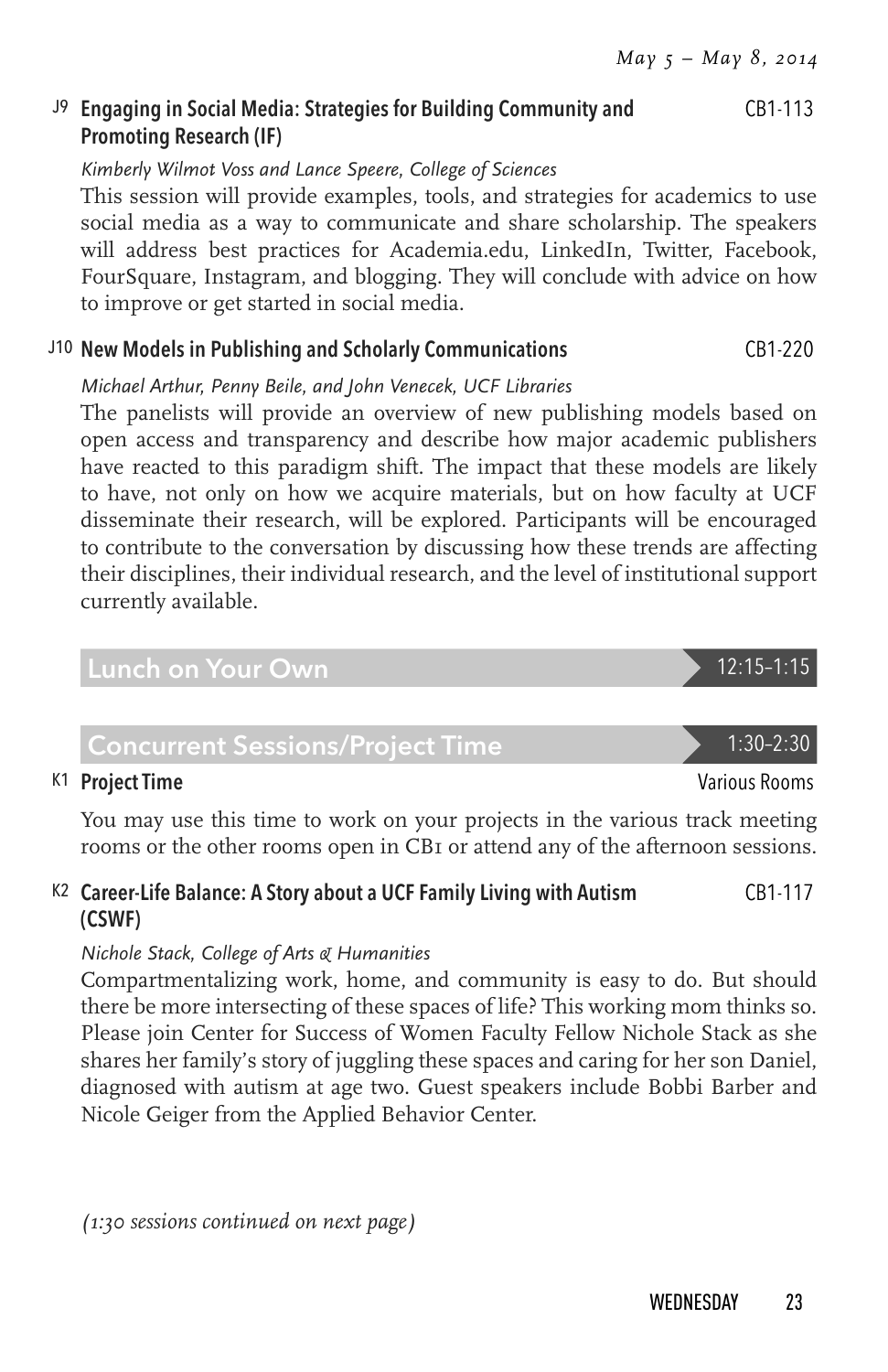### J9 Engaging in Social Media: Strategies for Building Community and Promoting Research (IF) — CB1-113

*Kimberly Wilmot Voss and Lance Speere, College of Sciences*

This session will provide examples, tools, and strategies for academics to use social media as a way to communicate and share scholarship. The speakers will address best practices for Academia.edu, LinkedIn, Twitter, Facebook, FourSquare, Instagram, and blogging. They will conclude with advice on how to improve or get started in social media.

### J10 New Models in Publishing and Scholarly Communications — CB1-220

*Michael Arthur, Penny Beile, and John Venecek, UCF Libraries*

The panelists will provide an overview of new publishing models based on open access and transparency and describe how major academic publishers have reacted to this paradigm shift. The impact that these models are likely to have, not only on how we acquire materials, but on how faculty at UCF disseminate their research, will be explored. Participants will be encouraged to contribute to the conversation by discussing how these trends are affecting their disciplines, their individual research, and the level of institutional support currently available.

## Lunch on Your Own — 12:15–1:15

## Concurrent Sessions/Project Time — 1:30–2:30

### K1 Project Time — Various Rooms

You may use this time to work on your projects in the various track meeting rooms or the other rooms open in CB1 or attend any of the afternoon sessions.

### K2 Career-Life Balance: A Story about a UCF Family Living with Autism (CSWF) — CB1-117

*Nichole Stack, College of Arts & Humanities*

Compartmentalizing work, home, and community is easy to do. But should there be more intersecting of these spaces of life? This working mom thinks so. Please join Center for Success of Women Faculty Fellow Nichole Stack as she shares her family's story of juggling these spaces and caring for her son Daniel, diagnosed with autism at age two. Guest speakers include Bobbi Barber and Nicole Geiger from the Applied Behavior Center.

*(1:30 sessions continued on next page)*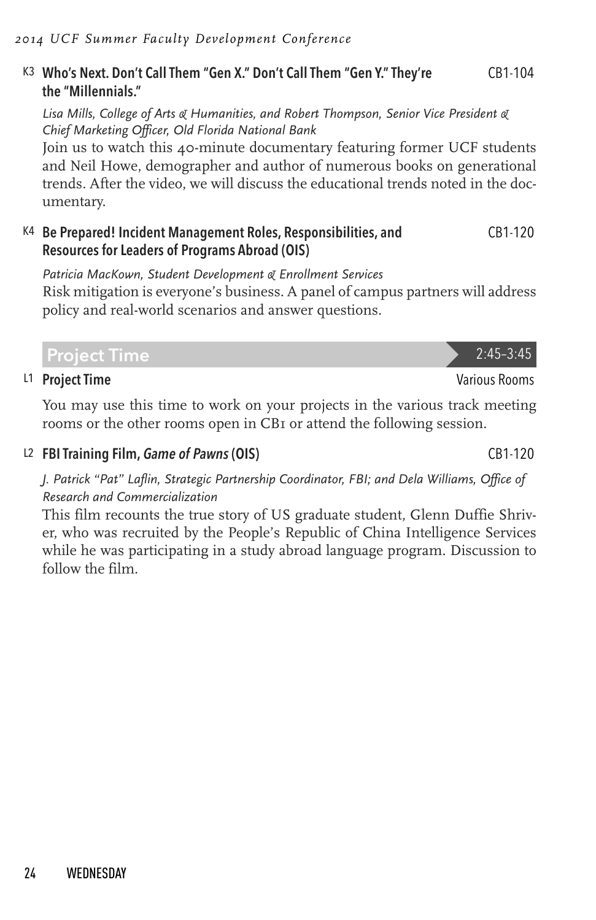### K3 Who's Next. Don't Call Them "Gen X." Don't Call Them "Gen Y." They're the "Millennials." — CB1-104

*Lisa Mills, College of Arts & Humanities, and Robert Thompson, Senior Vice President & Chief Marketing Officer, Old Florida National Bank*

Join us to watch this 40-minute documentary featuring former UCF students and Neil Howe, demographer and author of numerous books on generational trends. After the video, we will discuss the educational trends noted in the documentary.

### K4 Be Prepared! Incident Management Roles, Responsibilities, and Resources for Leaders of Programs Abroad (OIS) — CB1-120

*Patricia MacKown, Student Development & Enrollment Services*

Risk mitigation is everyone's business. A panel of campus partners will address policy and real-world scenarios and answer questions.

## Project Time — 2:45–3:45

### L1 Project Time — Various Rooms

You may use this time to work on your projects in the various track meeting rooms or the other rooms open in CB1 or attend the following session.

### L2 FBI Training Film, *Game of Pawns* (OIS) — CB1-120

*J. Patrick "Pat" Laflin, Strategic Partnership Coordinator, FBI; and Dela Williams, Office of Research and Commercialization*

This film recounts the true story of US graduate student, Glenn Duffie Shriver, who was recruited by the People's Republic of China Intelligence Services while he was participating in a study abroad language program. Discussion to follow the film.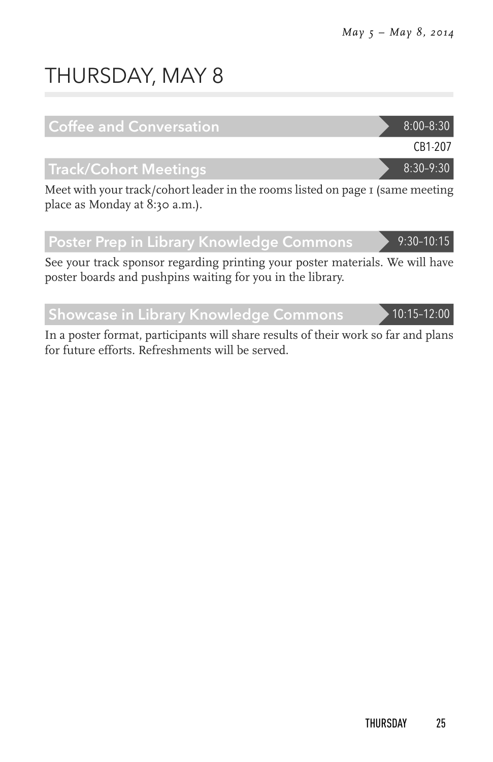# THURSDAY, MAY 8

## Coffee and Conversation

8:00–8:30

CB1-207

## Track/Cohort Meetings

8:30–9:30

Meet with your track/cohort leader in the rooms listed on page 1 (same meeting place as Monday at 8:30 a.m.).

## Poster Prep in Library Knowledge Commons

9:30–10:15

See your track sponsor regarding printing your poster materials. We will have poster boards and pushpins waiting for you in the library.

## Showcase in Library Knowledge Commons

10:15–12:00

In a poster format, participants will share results of their work so far and plans for future efforts. Refreshments will be served.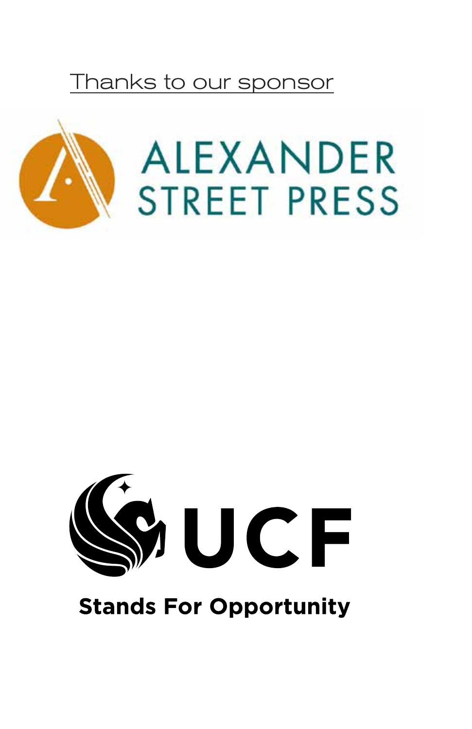Thanks to our sponsor

ALEXANDER STREET PRESS

UCF

Stands For Opportunity